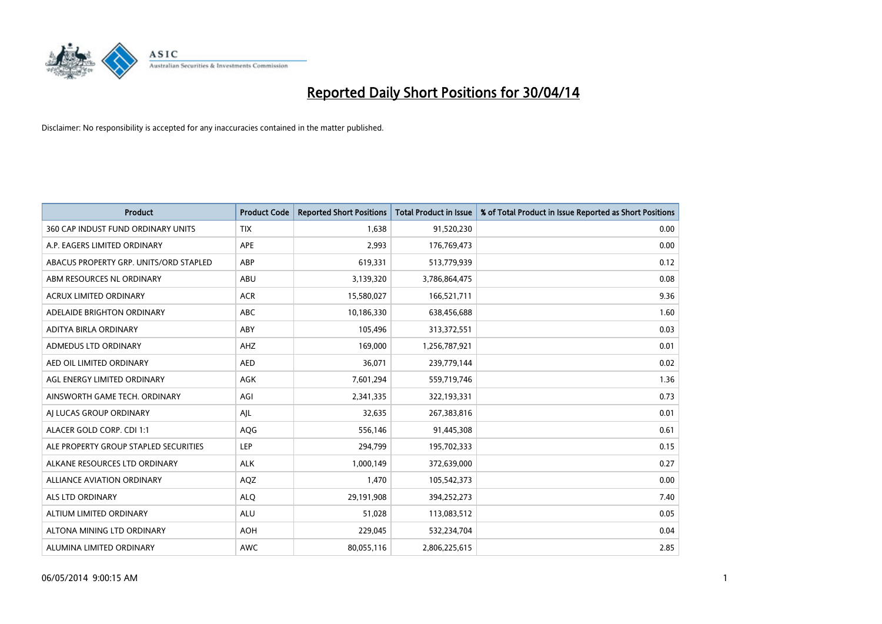# Reported Daily Short Positions for 30/04/14

Disclaimer: No responsibility is accepted for any inaccuracies contained in the matter published.

| Product | Product Code | Reported Short Positions | Total Product in Issue | % of Total Product in Issue Reported as Short Positions |
|---|---|---|---|---|
| 360 CAP INDUST FUND ORDINARY UNITS | TIX | 1,638 | 91,520,230 | 0.00 |
| A.P. EAGERS LIMITED ORDINARY | APE | 2,993 | 176,769,473 | 0.00 |
| ABACUS PROPERTY GRP. UNITS/ORD STAPLED | ABP | 619,331 | 513,779,939 | 0.12 |
| ABM RESOURCES NL ORDINARY | ABU | 3,139,320 | 3,786,864,475 | 0.08 |
| ACRUX LIMITED ORDINARY | ACR | 15,580,027 | 166,521,711 | 9.36 |
| ADELAIDE BRIGHTON ORDINARY | ABC | 10,186,330 | 638,456,688 | 1.60 |
| ADITYA BIRLA ORDINARY | ABY | 105,496 | 313,372,551 | 0.03 |
| ADMEDUS LTD ORDINARY | AHZ | 169,000 | 1,256,787,921 | 0.01 |
| AED OIL LIMITED ORDINARY | AED | 36,071 | 239,779,144 | 0.02 |
| AGL ENERGY LIMITED ORDINARY | AGK | 7,601,294 | 559,719,746 | 1.36 |
| AINSWORTH GAME TECH. ORDINARY | AGI | 2,341,335 | 322,193,331 | 0.73 |
| AJ LUCAS GROUP ORDINARY | AJL | 32,635 | 267,383,816 | 0.01 |
| ALACER GOLD CORP. CDI 1:1 | AQG | 556,146 | 91,445,308 | 0.61 |
| ALE PROPERTY GROUP STAPLED SECURITIES | LEP | 294,799 | 195,702,333 | 0.15 |
| ALKANE RESOURCES LTD ORDINARY | ALK | 1,000,149 | 372,639,000 | 0.27 |
| ALLIANCE AVIATION ORDINARY | AQZ | 1,470 | 105,542,373 | 0.00 |
| ALS LTD ORDINARY | ALQ | 29,191,908 | 394,252,273 | 7.40 |
| ALTIUM LIMITED ORDINARY | ALU | 51,028 | 113,083,512 | 0.05 |
| ALTONA MINING LTD ORDINARY | AOH | 229,045 | 532,234,704 | 0.04 |
| ALUMINA LIMITED ORDINARY | AWC | 80,055,116 | 2,806,225,615 | 2.85 |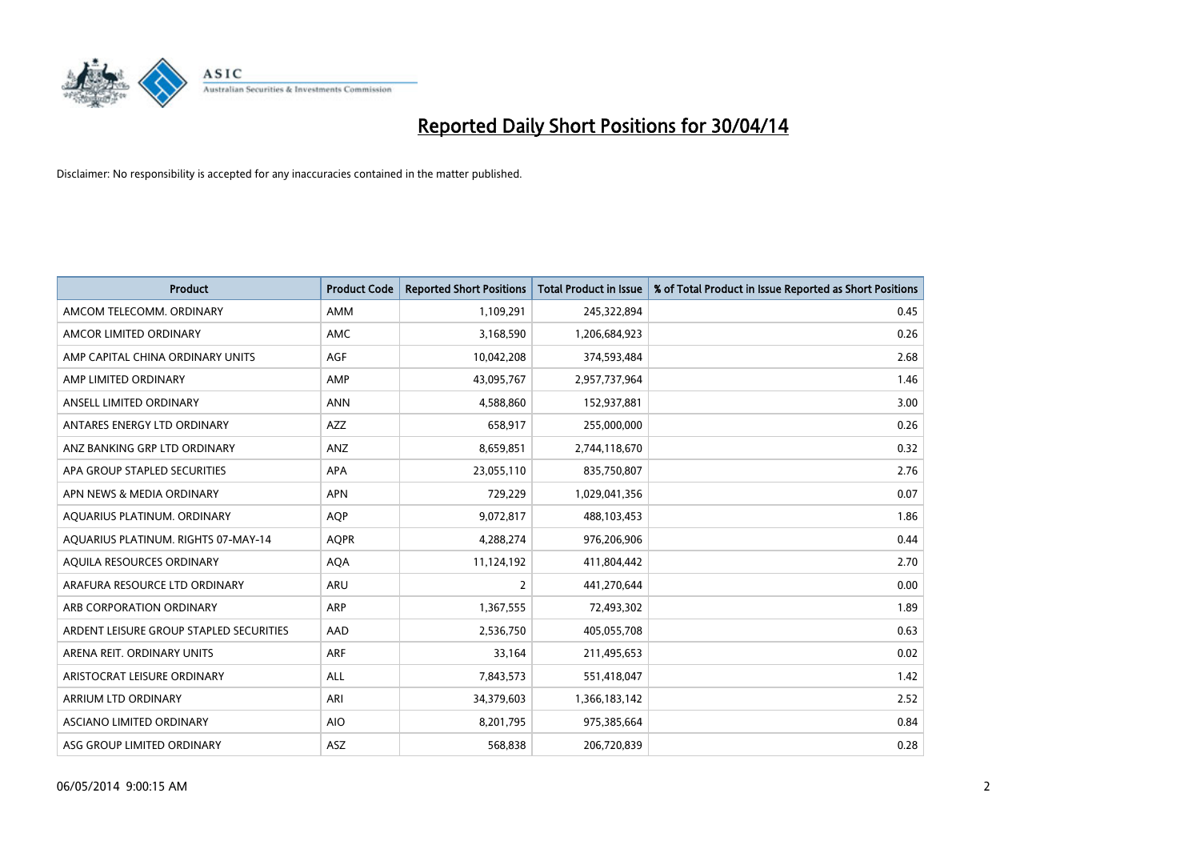# Reported Daily Short Positions for 30/04/14

Disclaimer: No responsibility is accepted for any inaccuracies contained in the matter published.

| Product | Product Code | Reported Short Positions | Total Product in Issue | % of Total Product in Issue Reported as Short Positions |
|---|---|---|---|---|
| AMCOM TELECOMM. ORDINARY | AMM | 1,109,291 | 245,322,894 | 0.45 |
| AMCOR LIMITED ORDINARY | AMC | 3,168,590 | 1,206,684,923 | 0.26 |
| AMP CAPITAL CHINA ORDINARY UNITS | AGF | 10,042,208 | 374,593,484 | 2.68 |
| AMP LIMITED ORDINARY | AMP | 43,095,767 | 2,957,737,964 | 1.46 |
| ANSELL LIMITED ORDINARY | ANN | 4,588,860 | 152,937,881 | 3.00 |
| ANTARES ENERGY LTD ORDINARY | AZZ | 658,917 | 255,000,000 | 0.26 |
| ANZ BANKING GRP LTD ORDINARY | ANZ | 8,659,851 | 2,744,118,670 | 0.32 |
| APA GROUP STAPLED SECURITIES | APA | 23,055,110 | 835,750,807 | 2.76 |
| APN NEWS & MEDIA ORDINARY | APN | 729,229 | 1,029,041,356 | 0.07 |
| AQUARIUS PLATINUM. ORDINARY | AQP | 9,072,817 | 488,103,453 | 1.86 |
| AQUARIUS PLATINUM. RIGHTS 07-MAY-14 | AQPR | 4,288,274 | 976,206,906 | 0.44 |
| AQUILA RESOURCES ORDINARY | AQA | 11,124,192 | 411,804,442 | 2.70 |
| ARAFURA RESOURCE LTD ORDINARY | ARU | 2 | 441,270,644 | 0.00 |
| ARB CORPORATION ORDINARY | ARP | 1,367,555 | 72,493,302 | 1.89 |
| ARDENT LEISURE GROUP STAPLED SECURITIES | AAD | 2,536,750 | 405,055,708 | 0.63 |
| ARENA REIT. ORDINARY UNITS | ARF | 33,164 | 211,495,653 | 0.02 |
| ARISTOCRAT LEISURE ORDINARY | ALL | 7,843,573 | 551,418,047 | 1.42 |
| ARRIUM LTD ORDINARY | ARI | 34,379,603 | 1,366,183,142 | 2.52 |
| ASCIANO LIMITED ORDINARY | AIO | 8,201,795 | 975,385,664 | 0.84 |
| ASG GROUP LIMITED ORDINARY | ASZ | 568,838 | 206,720,839 | 0.28 |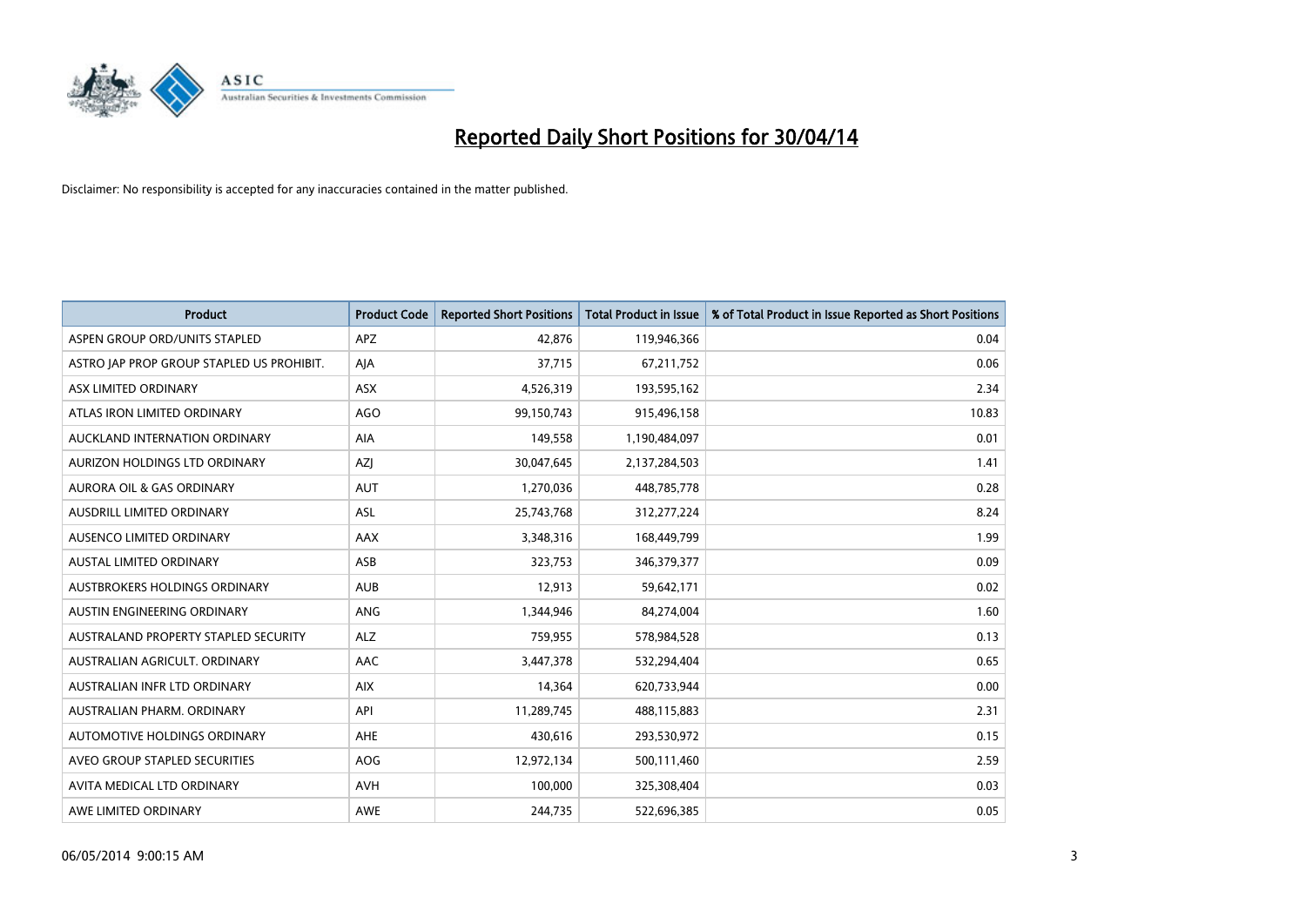# Reported Daily Short Positions for 30/04/14

Disclaimer: No responsibility is accepted for any inaccuracies contained in the matter published.

| Product | Product Code | Reported Short Positions | Total Product in Issue | % of Total Product in Issue Reported as Short Positions |
|---|---|---|---|---|
| ASPEN GROUP ORD/UNITS STAPLED | APZ | 42,876 | 119,946,366 | 0.04 |
| ASTRO JAP PROP GROUP STAPLED US PROHIBIT. | AJA | 37,715 | 67,211,752 | 0.06 |
| ASX LIMITED ORDINARY | ASX | 4,526,319 | 193,595,162 | 2.34 |
| ATLAS IRON LIMITED ORDINARY | AGO | 99,150,743 | 915,496,158 | 10.83 |
| AUCKLAND INTERNATION ORDINARY | AIA | 149,558 | 1,190,484,097 | 0.01 |
| AURIZON HOLDINGS LTD ORDINARY | AZJ | 30,047,645 | 2,137,284,503 | 1.41 |
| AURORA OIL & GAS ORDINARY | AUT | 1,270,036 | 448,785,778 | 0.28 |
| AUSDRILL LIMITED ORDINARY | ASL | 25,743,768 | 312,277,224 | 8.24 |
| AUSENCO LIMITED ORDINARY | AAX | 3,348,316 | 168,449,799 | 1.99 |
| AUSTAL LIMITED ORDINARY | ASB | 323,753 | 346,379,377 | 0.09 |
| AUSTBROKERS HOLDINGS ORDINARY | AUB | 12,913 | 59,642,171 | 0.02 |
| AUSTIN ENGINEERING ORDINARY | ANG | 1,344,946 | 84,274,004 | 1.60 |
| AUSTRALAND PROPERTY STAPLED SECURITY | ALZ | 759,955 | 578,984,528 | 0.13 |
| AUSTRALIAN AGRICULT. ORDINARY | AAC | 3,447,378 | 532,294,404 | 0.65 |
| AUSTRALIAN INFR LTD ORDINARY | AIX | 14,364 | 620,733,944 | 0.00 |
| AUSTRALIAN PHARM. ORDINARY | API | 11,289,745 | 488,115,883 | 2.31 |
| AUTOMOTIVE HOLDINGS ORDINARY | AHE | 430,616 | 293,530,972 | 0.15 |
| AVEO GROUP STAPLED SECURITIES | AOG | 12,972,134 | 500,111,460 | 2.59 |
| AVITA MEDICAL LTD ORDINARY | AVH | 100,000 | 325,308,404 | 0.03 |
| AWE LIMITED ORDINARY | AWE | 244,735 | 522,696,385 | 0.05 |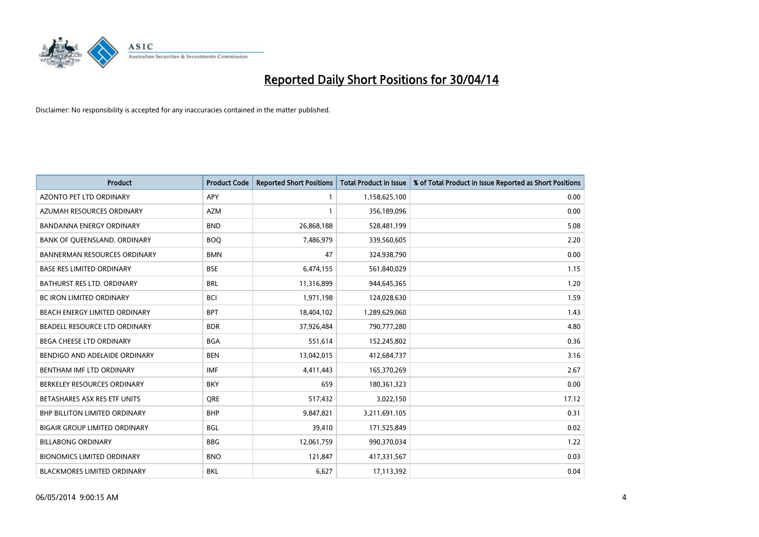# Reported Daily Short Positions for 30/04/14

Disclaimer: No responsibility is accepted for any inaccuracies contained in the matter published.

| Product | Product Code | Reported Short Positions | Total Product in Issue | % of Total Product in Issue Reported as Short Positions |
|---|---|---|---|---|
| AZONTO PET LTD ORDINARY | APY | 1 | 1,158,625,100 | 0.00 |
| AZUMAH RESOURCES ORDINARY | AZM | 1 | 356,189,096 | 0.00 |
| BANDANNA ENERGY ORDINARY | BND | 26,868,188 | 528,481,199 | 5.08 |
| BANK OF QUEENSLAND. ORDINARY | BOQ | 7,486,979 | 339,560,605 | 2.20 |
| BANNERMAN RESOURCES ORDINARY | BMN | 47 | 324,938,790 | 0.00 |
| BASE RES LIMITED ORDINARY | BSE | 6,474,155 | 561,840,029 | 1.15 |
| BATHURST RES LTD. ORDINARY | BRL | 11,316,899 | 944,645,365 | 1.20 |
| BC IRON LIMITED ORDINARY | BCI | 1,971,198 | 124,028,630 | 1.59 |
| BEACH ENERGY LIMITED ORDINARY | BPT | 18,404,102 | 1,289,629,060 | 1.43 |
| BEADELL RESOURCE LTD ORDINARY | BDR | 37,926,484 | 790,777,280 | 4.80 |
| BEGA CHEESE LTD ORDINARY | BGA | 551,614 | 152,245,802 | 0.36 |
| BENDIGO AND ADELAIDE ORDINARY | BEN | 13,042,015 | 412,684,737 | 3.16 |
| BENTHAM IMF LTD ORDINARY | IMF | 4,411,443 | 165,370,269 | 2.67 |
| BERKELEY RESOURCES ORDINARY | BKY | 659 | 180,361,323 | 0.00 |
| BETASHARES ASX RES ETF UNITS | QRE | 517,432 | 3,022,150 | 17.12 |
| BHP BILLITON LIMITED ORDINARY | BHP | 9,847,821 | 3,211,691,105 | 0.31 |
| BIGAIR GROUP LIMITED ORDINARY | BGL | 39,410 | 171,525,849 | 0.02 |
| BILLABONG ORDINARY | BBG | 12,061,759 | 990,370,034 | 1.22 |
| BIONOMICS LIMITED ORDINARY | BNO | 121,847 | 417,331,567 | 0.03 |
| BLACKMORES LIMITED ORDINARY | BKL | 6,627 | 17,113,392 | 0.04 |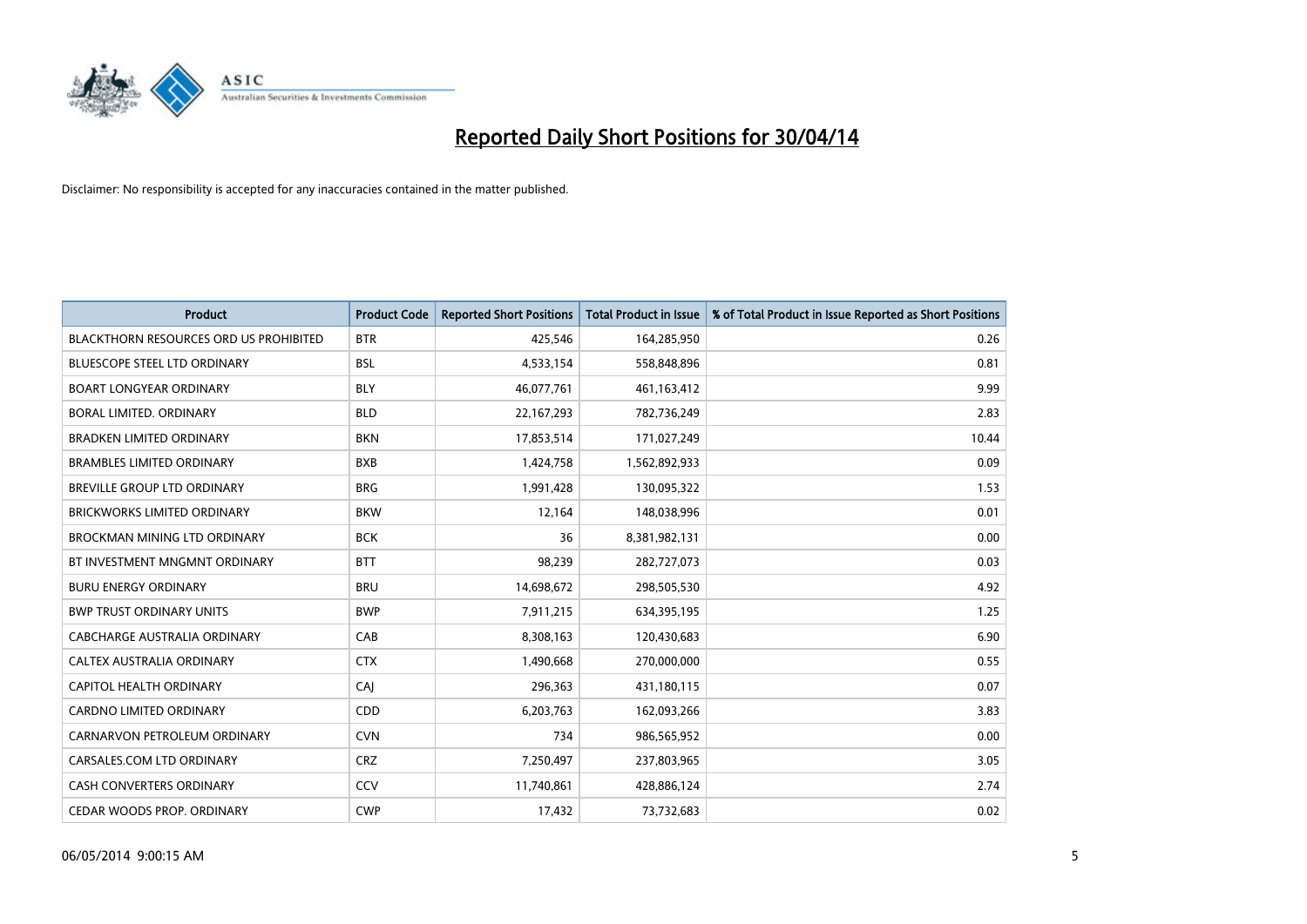# Reported Daily Short Positions for 30/04/14

Disclaimer: No responsibility is accepted for any inaccuracies contained in the matter published.

| Product | Product Code | Reported Short Positions | Total Product in Issue | % of Total Product in Issue Reported as Short Positions |
|---|---|---|---|---|
| BLACKTHORN RESOURCES ORD US PROHIBITED | BTR | 425,546 | 164,285,950 | 0.26 |
| BLUESCOPE STEEL LTD ORDINARY | BSL | 4,533,154 | 558,848,896 | 0.81 |
| BOART LONGYEAR ORDINARY | BLY | 46,077,761 | 461,163,412 | 9.99 |
| BORAL LIMITED. ORDINARY | BLD | 22,167,293 | 782,736,249 | 2.83 |
| BRADKEN LIMITED ORDINARY | BKN | 17,853,514 | 171,027,249 | 10.44 |
| BRAMBLES LIMITED ORDINARY | BXB | 1,424,758 | 1,562,892,933 | 0.09 |
| BREVILLE GROUP LTD ORDINARY | BRG | 1,991,428 | 130,095,322 | 1.53 |
| BRICKWORKS LIMITED ORDINARY | BKW | 12,164 | 148,038,996 | 0.01 |
| BROCKMAN MINING LTD ORDINARY | BCK | 36 | 8,381,982,131 | 0.00 |
| BT INVESTMENT MNGMNT ORDINARY | BTT | 98,239 | 282,727,073 | 0.03 |
| BURU ENERGY ORDINARY | BRU | 14,698,672 | 298,505,530 | 4.92 |
| BWP TRUST ORDINARY UNITS | BWP | 7,911,215 | 634,395,195 | 1.25 |
| CABCHARGE AUSTRALIA ORDINARY | CAB | 8,308,163 | 120,430,683 | 6.90 |
| CALTEX AUSTRALIA ORDINARY | CTX | 1,490,668 | 270,000,000 | 0.55 |
| CAPITOL HEALTH ORDINARY | CAJ | 296,363 | 431,180,115 | 0.07 |
| CARDNO LIMITED ORDINARY | CDD | 6,203,763 | 162,093,266 | 3.83 |
| CARNARVON PETROLEUM ORDINARY | CVN | 734 | 986,565,952 | 0.00 |
| CARSALES.COM LTD ORDINARY | CRZ | 7,250,497 | 237,803,965 | 3.05 |
| CASH CONVERTERS ORDINARY | CCV | 11,740,861 | 428,886,124 | 2.74 |
| CEDAR WOODS PROP. ORDINARY | CWP | 17,432 | 73,732,683 | 0.02 |

06/05/2014 9:00:15 AM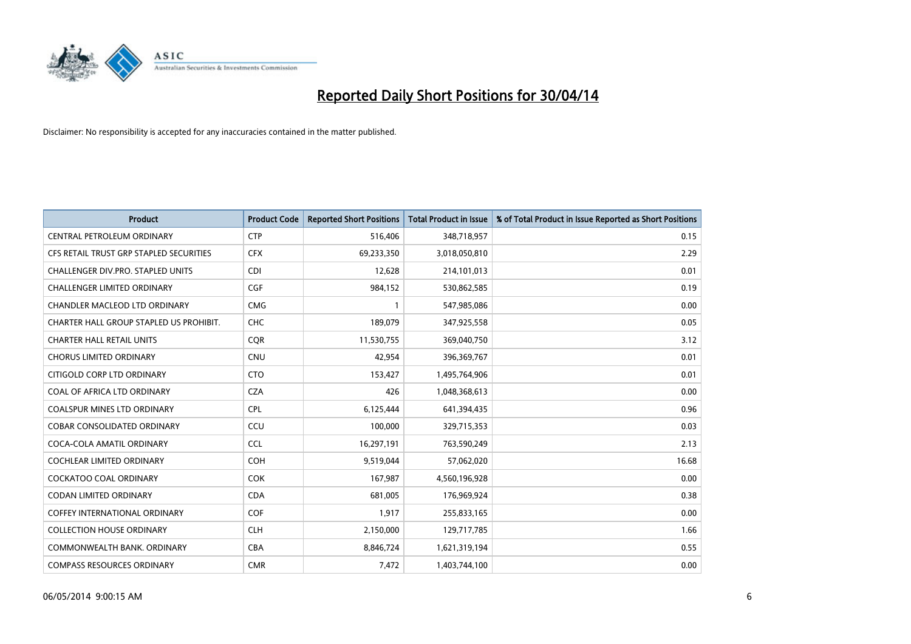# Reported Daily Short Positions for 30/04/14

Disclaimer: No responsibility is accepted for any inaccuracies contained in the matter published.

| Product | Product Code | Reported Short Positions | Total Product in Issue | % of Total Product in Issue Reported as Short Positions |
| --- | --- | --- | --- | --- |
| CENTRAL PETROLEUM ORDINARY | CTP | 516,406 | 348,718,957 | 0.15 |
| CFS RETAIL TRUST GRP STAPLED SECURITIES | CFX | 69,233,350 | 3,018,050,810 | 2.29 |
| CHALLENGER DIV.PRO. STAPLED UNITS | CDI | 12,628 | 214,101,013 | 0.01 |
| CHALLENGER LIMITED ORDINARY | CGF | 984,152 | 530,862,585 | 0.19 |
| CHANDLER MACLEOD LTD ORDINARY | CMG | 1 | 547,985,086 | 0.00 |
| CHARTER HALL GROUP STAPLED US PROHIBIT. | CHC | 189,079 | 347,925,558 | 0.05 |
| CHARTER HALL RETAIL UNITS | CQR | 11,530,755 | 369,040,750 | 3.12 |
| CHORUS LIMITED ORDINARY | CNU | 42,954 | 396,369,767 | 0.01 |
| CITIGOLD CORP LTD ORDINARY | CTO | 153,427 | 1,495,764,906 | 0.01 |
| COAL OF AFRICA LTD ORDINARY | CZA | 426 | 1,048,368,613 | 0.00 |
| COALSPUR MINES LTD ORDINARY | CPL | 6,125,444 | 641,394,435 | 0.96 |
| COBAR CONSOLIDATED ORDINARY | CCU | 100,000 | 329,715,353 | 0.03 |
| COCA-COLA AMATIL ORDINARY | CCL | 16,297,191 | 763,590,249 | 2.13 |
| COCHLEAR LIMITED ORDINARY | COH | 9,519,044 | 57,062,020 | 16.68 |
| COCKATOO COAL ORDINARY | COK | 167,987 | 4,560,196,928 | 0.00 |
| CODAN LIMITED ORDINARY | CDA | 681,005 | 176,969,924 | 0.38 |
| COFFEY INTERNATIONAL ORDINARY | COF | 1,917 | 255,833,165 | 0.00 |
| COLLECTION HOUSE ORDINARY | CLH | 2,150,000 | 129,717,785 | 1.66 |
| COMMONWEALTH BANK. ORDINARY | CBA | 8,846,724 | 1,621,319,194 | 0.55 |
| COMPASS RESOURCES ORDINARY | CMR | 7,472 | 1,403,744,100 | 0.00 |

06/05/2014 9:00:15 AM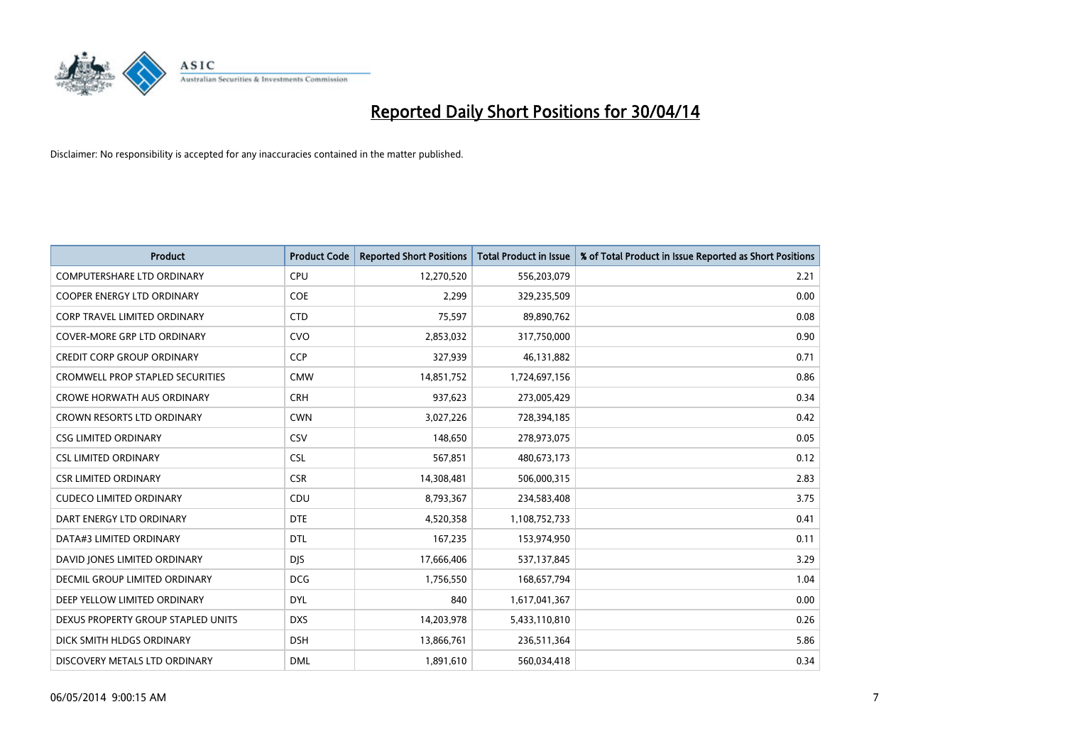# Reported Daily Short Positions for 30/04/14

Disclaimer: No responsibility is accepted for any inaccuracies contained in the matter published.

| Product | Product Code | Reported Short Positions | Total Product in Issue | % of Total Product in Issue Reported as Short Positions |
| --- | --- | --- | --- | --- |
| COMPUTERSHARE LTD ORDINARY | CPU | 12,270,520 | 556,203,079 | 2.21 |
| COOPER ENERGY LTD ORDINARY | COE | 2,299 | 329,235,509 | 0.00 |
| CORP TRAVEL LIMITED ORDINARY | CTD | 75,597 | 89,890,762 | 0.08 |
| COVER-MORE GRP LTD ORDINARY | CVO | 2,853,032 | 317,750,000 | 0.90 |
| CREDIT CORP GROUP ORDINARY | CCP | 327,939 | 46,131,882 | 0.71 |
| CROMWELL PROP STAPLED SECURITIES | CMW | 14,851,752 | 1,724,697,156 | 0.86 |
| CROWE HORWATH AUS ORDINARY | CRH | 937,623 | 273,005,429 | 0.34 |
| CROWN RESORTS LTD ORDINARY | CWN | 3,027,226 | 728,394,185 | 0.42 |
| CSG LIMITED ORDINARY | CSV | 148,650 | 278,973,075 | 0.05 |
| CSL LIMITED ORDINARY | CSL | 567,851 | 480,673,173 | 0.12 |
| CSR LIMITED ORDINARY | CSR | 14,308,481 | 506,000,315 | 2.83 |
| CUDECO LIMITED ORDINARY | CDU | 8,793,367 | 234,583,408 | 3.75 |
| DART ENERGY LTD ORDINARY | DTE | 4,520,358 | 1,108,752,733 | 0.41 |
| DATA#3 LIMITED ORDINARY | DTL | 167,235 | 153,974,950 | 0.11 |
| DAVID JONES LIMITED ORDINARY | DJS | 17,666,406 | 537,137,845 | 3.29 |
| DECMIL GROUP LIMITED ORDINARY | DCG | 1,756,550 | 168,657,794 | 1.04 |
| DEEP YELLOW LIMITED ORDINARY | DYL | 840 | 1,617,041,367 | 0.00 |
| DEXUS PROPERTY GROUP STAPLED UNITS | DXS | 14,203,978 | 5,433,110,810 | 0.26 |
| DICK SMITH HLDGS ORDINARY | DSH | 13,866,761 | 236,511,364 | 5.86 |
| DISCOVERY METALS LTD ORDINARY | DML | 1,891,610 | 560,034,418 | 0.34 |

06/05/2014 9:00:15 AM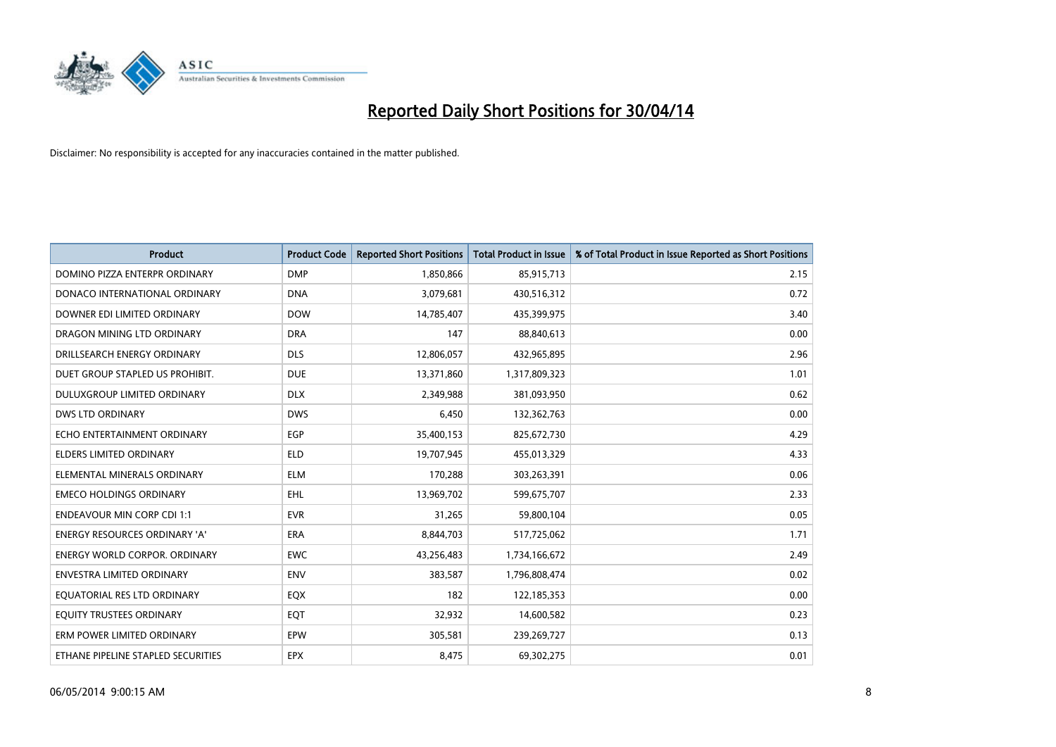# Reported Daily Short Positions for 30/04/14

Disclaimer: No responsibility is accepted for any inaccuracies contained in the matter published.

| Product | Product Code | Reported Short Positions | Total Product in Issue | % of Total Product in Issue Reported as Short Positions |
|---|---|---|---|---|
| DOMINO PIZZA ENTERPR ORDINARY | DMP | 1,850,866 | 85,915,713 | 2.15 |
| DONACO INTERNATIONAL ORDINARY | DNA | 3,079,681 | 430,516,312 | 0.72 |
| DOWNER EDI LIMITED ORDINARY | DOW | 14,785,407 | 435,399,975 | 3.40 |
| DRAGON MINING LTD ORDINARY | DRA | 147 | 88,840,613 | 0.00 |
| DRILLSEARCH ENERGY ORDINARY | DLS | 12,806,057 | 432,965,895 | 2.96 |
| DUET GROUP STAPLED US PROHIBIT. | DUE | 13,371,860 | 1,317,809,323 | 1.01 |
| DULUXGROUP LIMITED ORDINARY | DLX | 2,349,988 | 381,093,950 | 0.62 |
| DWS LTD ORDINARY | DWS | 6,450 | 132,362,763 | 0.00 |
| ECHO ENTERTAINMENT ORDINARY | EGP | 35,400,153 | 825,672,730 | 4.29 |
| ELDERS LIMITED ORDINARY | ELD | 19,707,945 | 455,013,329 | 4.33 |
| ELEMENTAL MINERALS ORDINARY | ELM | 170,288 | 303,263,391 | 0.06 |
| EMECO HOLDINGS ORDINARY | EHL | 13,969,702 | 599,675,707 | 2.33 |
| ENDEAVOUR MIN CORP CDI 1:1 | EVR | 31,265 | 59,800,104 | 0.05 |
| ENERGY RESOURCES ORDINARY 'A' | ERA | 8,844,703 | 517,725,062 | 1.71 |
| ENERGY WORLD CORPOR. ORDINARY | EWC | 43,256,483 | 1,734,166,672 | 2.49 |
| ENVESTRA LIMITED ORDINARY | ENV | 383,587 | 1,796,808,474 | 0.02 |
| EQUATORIAL RES LTD ORDINARY | EQX | 182 | 122,185,353 | 0.00 |
| EQUITY TRUSTEES ORDINARY | EQT | 32,932 | 14,600,582 | 0.23 |
| ERM POWER LIMITED ORDINARY | EPW | 305,581 | 239,269,727 | 0.13 |
| ETHANE PIPELINE STAPLED SECURITIES | EPX | 8,475 | 69,302,275 | 0.01 |

06/05/2014 9:00:15 AM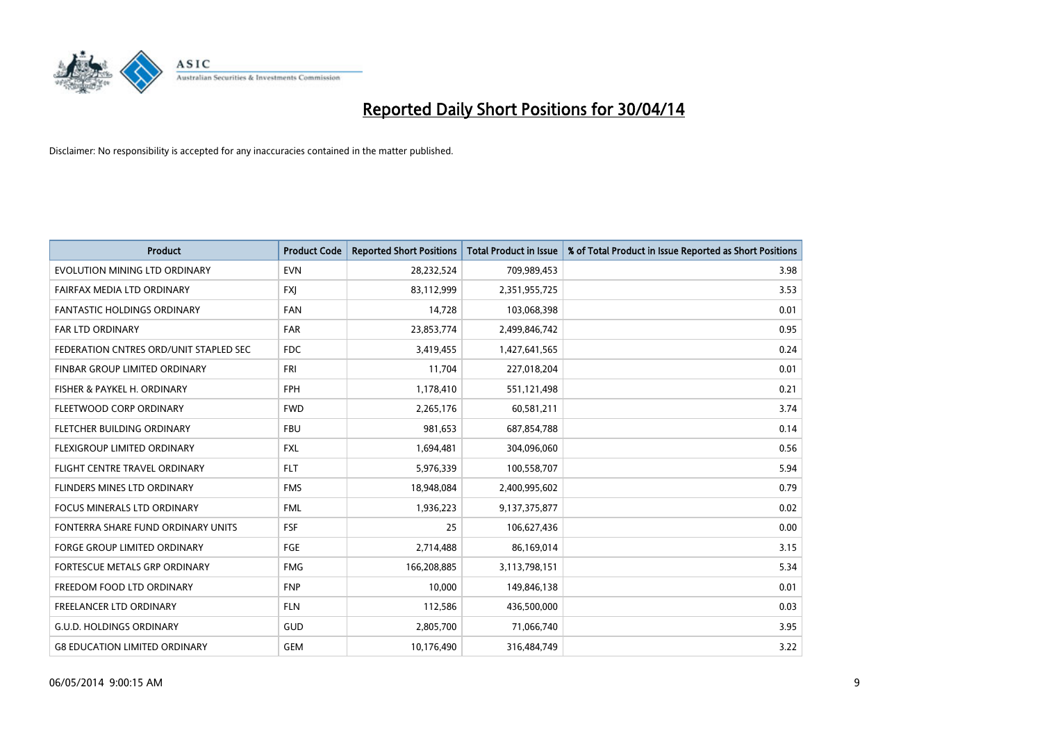# Reported Daily Short Positions for 30/04/14

Disclaimer: No responsibility is accepted for any inaccuracies contained in the matter published.

| Product | Product Code | Reported Short Positions | Total Product in Issue | % of Total Product in Issue Reported as Short Positions |
|---|---|---|---|---|
| EVOLUTION MINING LTD ORDINARY | EVN | 28,232,524 | 709,989,453 | 3.98 |
| FAIRFAX MEDIA LTD ORDINARY | FXJ | 83,112,999 | 2,351,955,725 | 3.53 |
| FANTASTIC HOLDINGS ORDINARY | FAN | 14,728 | 103,068,398 | 0.01 |
| FAR LTD ORDINARY | FAR | 23,853,774 | 2,499,846,742 | 0.95 |
| FEDERATION CNTRES ORD/UNIT STAPLED SEC | FDC | 3,419,455 | 1,427,641,565 | 0.24 |
| FINBAR GROUP LIMITED ORDINARY | FRI | 11,704 | 227,018,204 | 0.01 |
| FISHER & PAYKEL H. ORDINARY | FPH | 1,178,410 | 551,121,498 | 0.21 |
| FLEETWOOD CORP ORDINARY | FWD | 2,265,176 | 60,581,211 | 3.74 |
| FLETCHER BUILDING ORDINARY | FBU | 981,653 | 687,854,788 | 0.14 |
| FLEXIGROUP LIMITED ORDINARY | FXL | 1,694,481 | 304,096,060 | 0.56 |
| FLIGHT CENTRE TRAVEL ORDINARY | FLT | 5,976,339 | 100,558,707 | 5.94 |
| FLINDERS MINES LTD ORDINARY | FMS | 18,948,084 | 2,400,995,602 | 0.79 |
| FOCUS MINERALS LTD ORDINARY | FML | 1,936,223 | 9,137,375,877 | 0.02 |
| FONTERRA SHARE FUND ORDINARY UNITS | FSF | 25 | 106,627,436 | 0.00 |
| FORGE GROUP LIMITED ORDINARY | FGE | 2,714,488 | 86,169,014 | 3.15 |
| FORTESCUE METALS GRP ORDINARY | FMG | 166,208,885 | 3,113,798,151 | 5.34 |
| FREEDOM FOOD LTD ORDINARY | FNP | 10,000 | 149,846,138 | 0.01 |
| FREELANCER LTD ORDINARY | FLN | 112,586 | 436,500,000 | 0.03 |
| G.U.D. HOLDINGS ORDINARY | GUD | 2,805,700 | 71,066,740 | 3.95 |
| G8 EDUCATION LIMITED ORDINARY | GEM | 10,176,490 | 316,484,749 | 3.22 |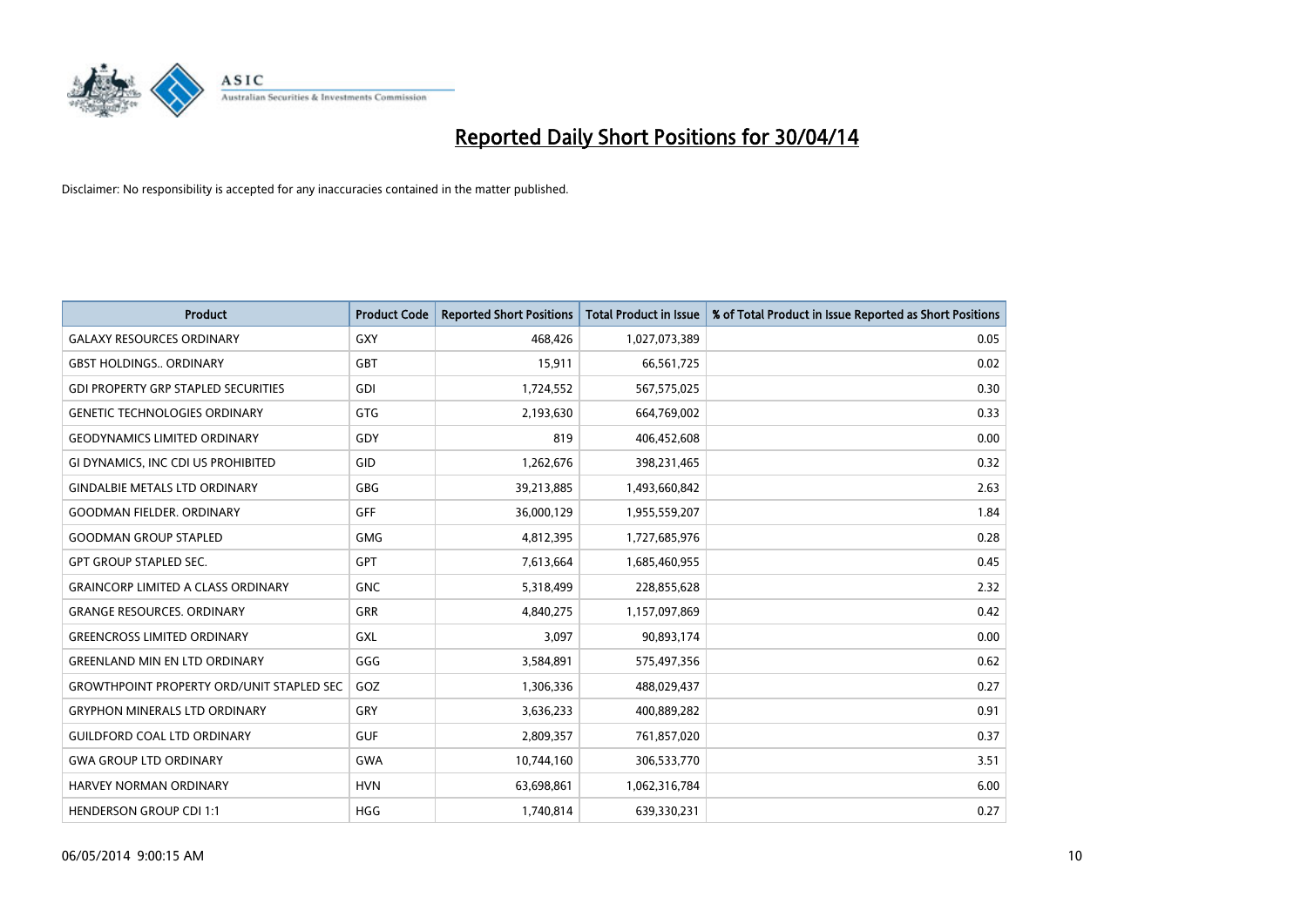# Reported Daily Short Positions for 30/04/14

Disclaimer: No responsibility is accepted for any inaccuracies contained in the matter published.

| Product | Product Code | Reported Short Positions | Total Product in Issue | % of Total Product in Issue Reported as Short Positions |
|---|---|---|---|---|
| GALAXY RESOURCES ORDINARY | GXY | 468,426 | 1,027,073,389 | 0.05 |
| GBST HOLDINGS.. ORDINARY | GBT | 15,911 | 66,561,725 | 0.02 |
| GDI PROPERTY GRP STAPLED SECURITIES | GDI | 1,724,552 | 567,575,025 | 0.30 |
| GENETIC TECHNOLOGIES ORDINARY | GTG | 2,193,630 | 664,769,002 | 0.33 |
| GEODYNAMICS LIMITED ORDINARY | GDY | 819 | 406,452,608 | 0.00 |
| GI DYNAMICS, INC CDI US PROHIBITED | GID | 1,262,676 | 398,231,465 | 0.32 |
| GINDALBIE METALS LTD ORDINARY | GBG | 39,213,885 | 1,493,660,842 | 2.63 |
| GOODMAN FIELDER. ORDINARY | GFF | 36,000,129 | 1,955,559,207 | 1.84 |
| GOODMAN GROUP STAPLED | GMG | 4,812,395 | 1,727,685,976 | 0.28 |
| GPT GROUP STAPLED SEC. | GPT | 7,613,664 | 1,685,460,955 | 0.45 |
| GRAINCORP LIMITED A CLASS ORDINARY | GNC | 5,318,499 | 228,855,628 | 2.32 |
| GRANGE RESOURCES. ORDINARY | GRR | 4,840,275 | 1,157,097,869 | 0.42 |
| GREENCROSS LIMITED ORDINARY | GXL | 3,097 | 90,893,174 | 0.00 |
| GREENLAND MIN EN LTD ORDINARY | GGG | 3,584,891 | 575,497,356 | 0.62 |
| GROWTHPOINT PROPERTY ORD/UNIT STAPLED SEC | GOZ | 1,306,336 | 488,029,437 | 0.27 |
| GRYPHON MINERALS LTD ORDINARY | GRY | 3,636,233 | 400,889,282 | 0.91 |
| GUILDFORD COAL LTD ORDINARY | GUF | 2,809,357 | 761,857,020 | 0.37 |
| GWA GROUP LTD ORDINARY | GWA | 10,744,160 | 306,533,770 | 3.51 |
| HARVEY NORMAN ORDINARY | HVN | 63,698,861 | 1,062,316,784 | 6.00 |
| HENDERSON GROUP CDI 1:1 | HGG | 1,740,814 | 639,330,231 | 0.27 |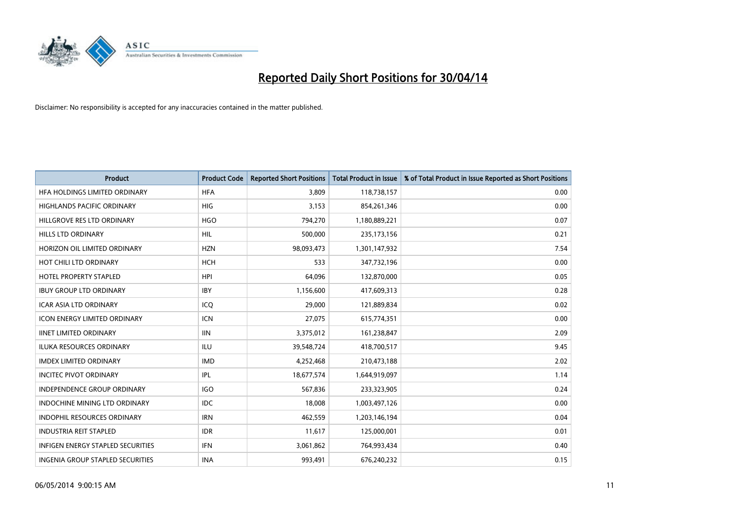# Reported Daily Short Positions for 30/04/14

Disclaimer: No responsibility is accepted for any inaccuracies contained in the matter published.

| Product | Product Code | Reported Short Positions | Total Product in Issue | % of Total Product in Issue Reported as Short Positions |
|---|---|---|---|---|
| HFA HOLDINGS LIMITED ORDINARY | HFA | 3,809 | 118,738,157 | 0.00 |
| HIGHLANDS PACIFIC ORDINARY | HIG | 3,153 | 854,261,346 | 0.00 |
| HILLGROVE RES LTD ORDINARY | HGO | 794,270 | 1,180,889,221 | 0.07 |
| HILLS LTD ORDINARY | HIL | 500,000 | 235,173,156 | 0.21 |
| HORIZON OIL LIMITED ORDINARY | HZN | 98,093,473 | 1,301,147,932 | 7.54 |
| HOT CHILI LTD ORDINARY | HCH | 533 | 347,732,196 | 0.00 |
| HOTEL PROPERTY STAPLED | HPI | 64,096 | 132,870,000 | 0.05 |
| IBUY GROUP LTD ORDINARY | IBY | 1,156,600 | 417,609,313 | 0.28 |
| ICAR ASIA LTD ORDINARY | ICQ | 29,000 | 121,889,834 | 0.02 |
| ICON ENERGY LIMITED ORDINARY | ICN | 27,075 | 615,774,351 | 0.00 |
| IINET LIMITED ORDINARY | IIN | 3,375,012 | 161,238,847 | 2.09 |
| ILUKA RESOURCES ORDINARY | ILU | 39,548,724 | 418,700,517 | 9.45 |
| IMDEX LIMITED ORDINARY | IMD | 4,252,468 | 210,473,188 | 2.02 |
| INCITEC PIVOT ORDINARY | IPL | 18,677,574 | 1,644,919,097 | 1.14 |
| INDEPENDENCE GROUP ORDINARY | IGO | 567,836 | 233,323,905 | 0.24 |
| INDOCHINE MINING LTD ORDINARY | IDC | 18,008 | 1,003,497,126 | 0.00 |
| INDOPHIL RESOURCES ORDINARY | IRN | 462,559 | 1,203,146,194 | 0.04 |
| INDUSTRIA REIT STAPLED | IDR | 11,617 | 125,000,001 | 0.01 |
| INFIGEN ENERGY STAPLED SECURITIES | IFN | 3,061,862 | 764,993,434 | 0.40 |
| INGENIA GROUP STAPLED SECURITIES | INA | 993,491 | 676,240,232 | 0.15 |

06/05/2014 9:00:15 AM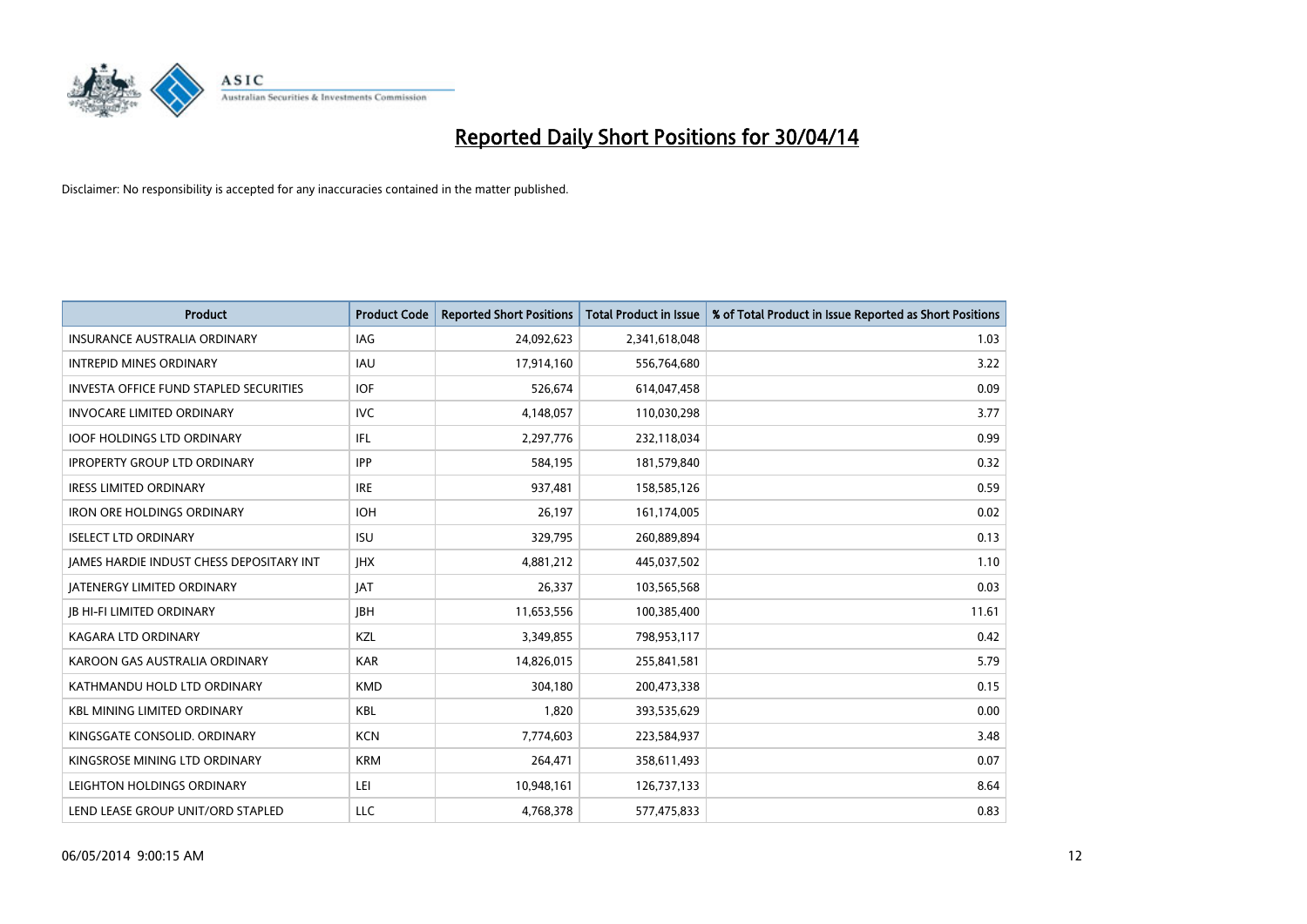# Reported Daily Short Positions for 30/04/14

Disclaimer: No responsibility is accepted for any inaccuracies contained in the matter published.

| Product | Product Code | Reported Short Positions | Total Product in Issue | % of Total Product in Issue Reported as Short Positions |
|---|---|---|---|---|
| INSURANCE AUSTRALIA ORDINARY | IAG | 24,092,623 | 2,341,618,048 | 1.03 |
| INTREPID MINES ORDINARY | IAU | 17,914,160 | 556,764,680 | 3.22 |
| INVESTA OFFICE FUND STAPLED SECURITIES | IOF | 526,674 | 614,047,458 | 0.09 |
| INVOCARE LIMITED ORDINARY | IVC | 4,148,057 | 110,030,298 | 3.77 |
| IOOF HOLDINGS LTD ORDINARY | IFL | 2,297,776 | 232,118,034 | 0.99 |
| IPROPERTY GROUP LTD ORDINARY | IPP | 584,195 | 181,579,840 | 0.32 |
| IRESS LIMITED ORDINARY | IRE | 937,481 | 158,585,126 | 0.59 |
| IRON ORE HOLDINGS ORDINARY | IOH | 26,197 | 161,174,005 | 0.02 |
| ISELECT LTD ORDINARY | ISU | 329,795 | 260,889,894 | 0.13 |
| JAMES HARDIE INDUST CHESS DEPOSITARY INT | JHX | 4,881,212 | 445,037,502 | 1.10 |
| JATENERGY LIMITED ORDINARY | JAT | 26,337 | 103,565,568 | 0.03 |
| JB HI-FI LIMITED ORDINARY | JBH | 11,653,556 | 100,385,400 | 11.61 |
| KAGARA LTD ORDINARY | KZL | 3,349,855 | 798,953,117 | 0.42 |
| KAROON GAS AUSTRALIA ORDINARY | KAR | 14,826,015 | 255,841,581 | 5.79 |
| KATHMANDU HOLD LTD ORDINARY | KMD | 304,180 | 200,473,338 | 0.15 |
| KBL MINING LIMITED ORDINARY | KBL | 1,820 | 393,535,629 | 0.00 |
| KINGSGATE CONSOLID. ORDINARY | KCN | 7,774,603 | 223,584,937 | 3.48 |
| KINGSROSE MINING LTD ORDINARY | KRM | 264,471 | 358,611,493 | 0.07 |
| LEIGHTON HOLDINGS ORDINARY | LEI | 10,948,161 | 126,737,133 | 8.64 |
| LEND LEASE GROUP UNIT/ORD STAPLED | LLC | 4,768,378 | 577,475,833 | 0.83 |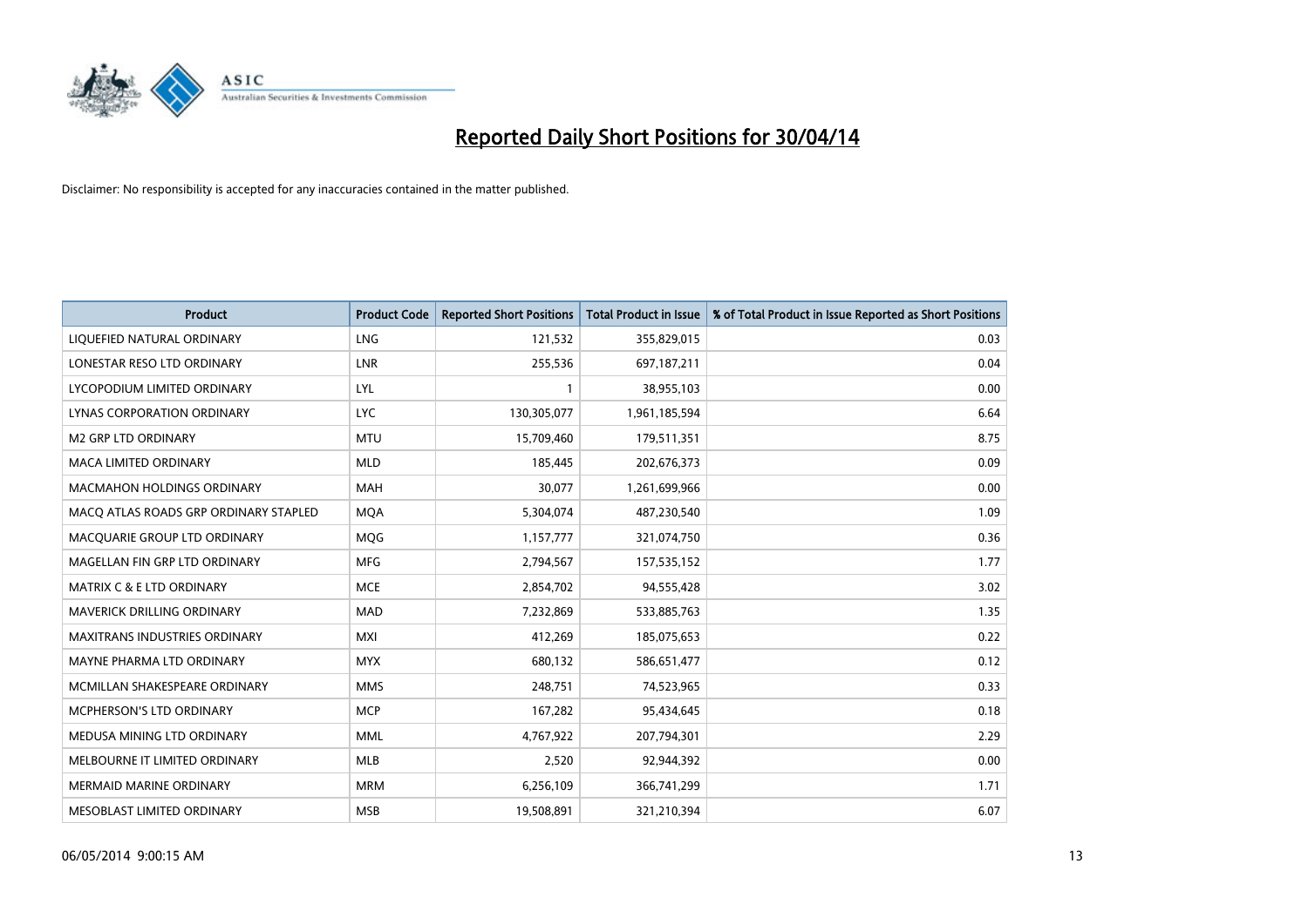# Reported Daily Short Positions for 30/04/14

Disclaimer: No responsibility is accepted for any inaccuracies contained in the matter published.

| Product | Product Code | Reported Short Positions | Total Product in Issue | % of Total Product in Issue Reported as Short Positions |
|---|---|---|---|---|
| LIQUEFIED NATURAL ORDINARY | LNG | 121,532 | 355,829,015 | 0.03 |
| LONESTAR RESO LTD ORDINARY | LNR | 255,536 | 697,187,211 | 0.04 |
| LYCOPODIUM LIMITED ORDINARY | LYL | 1 | 38,955,103 | 0.00 |
| LYNAS CORPORATION ORDINARY | LYC | 130,305,077 | 1,961,185,594 | 6.64 |
| M2 GRP LTD ORDINARY | MTU | 15,709,460 | 179,511,351 | 8.75 |
| MACA LIMITED ORDINARY | MLD | 185,445 | 202,676,373 | 0.09 |
| MACMAHON HOLDINGS ORDINARY | MAH | 30,077 | 1,261,699,966 | 0.00 |
| MACQ ATLAS ROADS GRP ORDINARY STAPLED | MQA | 5,304,074 | 487,230,540 | 1.09 |
| MACQUARIE GROUP LTD ORDINARY | MQG | 1,157,777 | 321,074,750 | 0.36 |
| MAGELLAN FIN GRP LTD ORDINARY | MFG | 2,794,567 | 157,535,152 | 1.77 |
| MATRIX C & E LTD ORDINARY | MCE | 2,854,702 | 94,555,428 | 3.02 |
| MAVERICK DRILLING ORDINARY | MAD | 7,232,869 | 533,885,763 | 1.35 |
| MAXITRANS INDUSTRIES ORDINARY | MXI | 412,269 | 185,075,653 | 0.22 |
| MAYNE PHARMA LTD ORDINARY | MYX | 680,132 | 586,651,477 | 0.12 |
| MCMILLAN SHAKESPEARE ORDINARY | MMS | 248,751 | 74,523,965 | 0.33 |
| MCPHERSON'S LTD ORDINARY | MCP | 167,282 | 95,434,645 | 0.18 |
| MEDUSA MINING LTD ORDINARY | MML | 4,767,922 | 207,794,301 | 2.29 |
| MELBOURNE IT LIMITED ORDINARY | MLB | 2,520 | 92,944,392 | 0.00 |
| MERMAID MARINE ORDINARY | MRM | 6,256,109 | 366,741,299 | 1.71 |
| MESOBLAST LIMITED ORDINARY | MSB | 19,508,891 | 321,210,394 | 6.07 |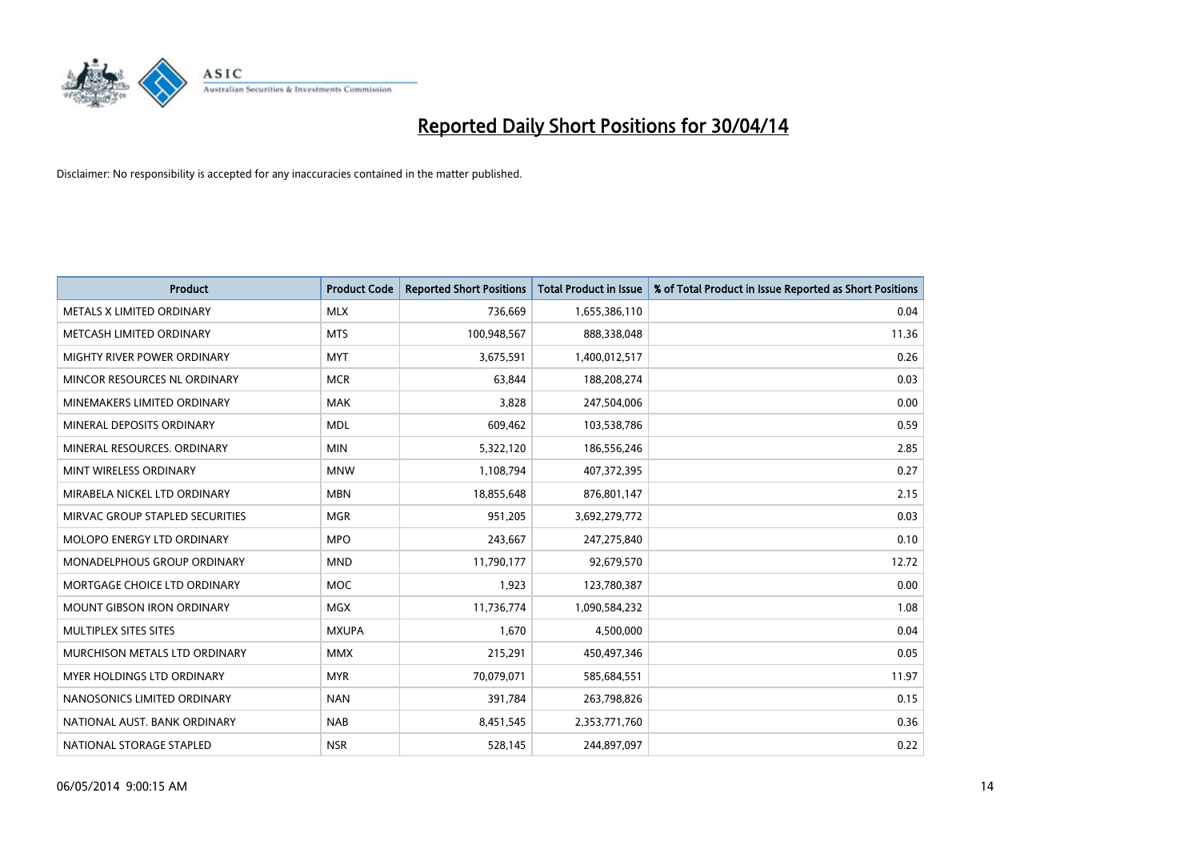# Reported Daily Short Positions for 30/04/14

Disclaimer: No responsibility is accepted for any inaccuracies contained in the matter published.

| Product | Product Code | Reported Short Positions | Total Product in Issue | % of Total Product in Issue Reported as Short Positions |
|---|---|---|---|---|
| METALS X LIMITED ORDINARY | MLX | 736,669 | 1,655,386,110 | 0.04 |
| METCASH LIMITED ORDINARY | MTS | 100,948,567 | 888,338,048 | 11.36 |
| MIGHTY RIVER POWER ORDINARY | MYT | 3,675,591 | 1,400,012,517 | 0.26 |
| MINCOR RESOURCES NL ORDINARY | MCR | 63,844 | 188,208,274 | 0.03 |
| MINEMAKERS LIMITED ORDINARY | MAK | 3,828 | 247,504,006 | 0.00 |
| MINERAL DEPOSITS ORDINARY | MDL | 609,462 | 103,538,786 | 0.59 |
| MINERAL RESOURCES. ORDINARY | MIN | 5,322,120 | 186,556,246 | 2.85 |
| MINT WIRELESS ORDINARY | MNW | 1,108,794 | 407,372,395 | 0.27 |
| MIRABELA NICKEL LTD ORDINARY | MBN | 18,855,648 | 876,801,147 | 2.15 |
| MIRVAC GROUP STAPLED SECURITIES | MGR | 951,205 | 3,692,279,772 | 0.03 |
| MOLOPO ENERGY LTD ORDINARY | MPO | 243,667 | 247,275,840 | 0.10 |
| MONADELPHOUS GROUP ORDINARY | MND | 11,790,177 | 92,679,570 | 12.72 |
| MORTGAGE CHOICE LTD ORDINARY | MOC | 1,923 | 123,780,387 | 0.00 |
| MOUNT GIBSON IRON ORDINARY | MGX | 11,736,774 | 1,090,584,232 | 1.08 |
| MULTIPLEX SITES SITES | MXUPA | 1,670 | 4,500,000 | 0.04 |
| MURCHISON METALS LTD ORDINARY | MMX | 215,291 | 450,497,346 | 0.05 |
| MYER HOLDINGS LTD ORDINARY | MYR | 70,079,071 | 585,684,551 | 11.97 |
| NANOSONICS LIMITED ORDINARY | NAN | 391,784 | 263,798,826 | 0.15 |
| NATIONAL AUST. BANK ORDINARY | NAB | 8,451,545 | 2,353,771,760 | 0.36 |
| NATIONAL STORAGE STAPLED | NSR | 528,145 | 244,897,097 | 0.22 |

06/05/2014 9:00:15 AM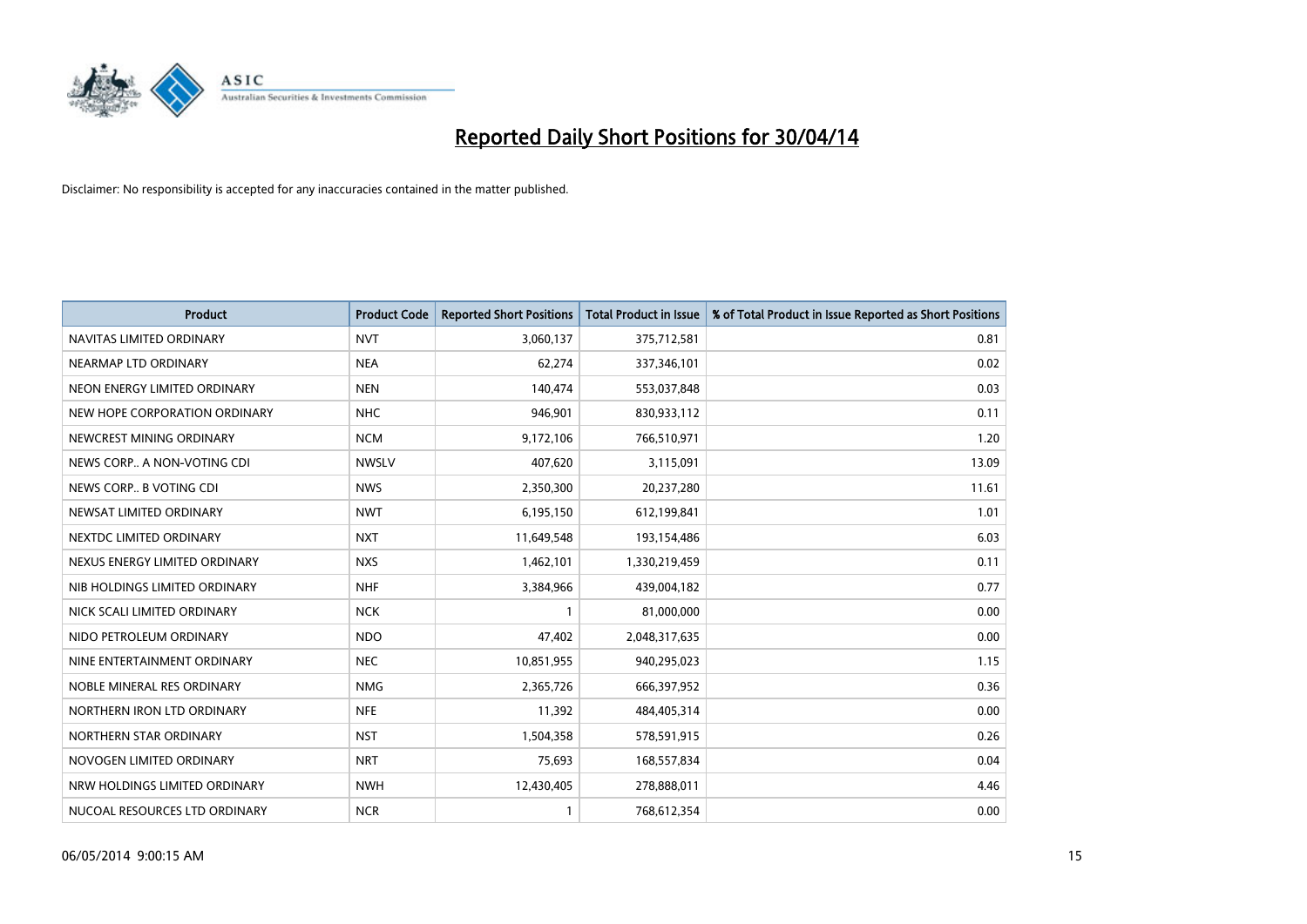# Reported Daily Short Positions for 30/04/14

Disclaimer: No responsibility is accepted for any inaccuracies contained in the matter published.

| Product | Product Code | Reported Short Positions | Total Product in Issue | % of Total Product in Issue Reported as Short Positions |
|---|---|---|---|---|
| NAVITAS LIMITED ORDINARY | NVT | 3,060,137 | 375,712,581 | 0.81 |
| NEARMAP LTD ORDINARY | NEA | 62,274 | 337,346,101 | 0.02 |
| NEON ENERGY LIMITED ORDINARY | NEN | 140,474 | 553,037,848 | 0.03 |
| NEW HOPE CORPORATION ORDINARY | NHC | 946,901 | 830,933,112 | 0.11 |
| NEWCREST MINING ORDINARY | NCM | 9,172,106 | 766,510,971 | 1.20 |
| NEWS CORP.. A NON-VOTING CDI | NWSLV | 407,620 | 3,115,091 | 13.09 |
| NEWS CORP.. B VOTING CDI | NWS | 2,350,300 | 20,237,280 | 11.61 |
| NEWSAT LIMITED ORDINARY | NWT | 6,195,150 | 612,199,841 | 1.01 |
| NEXTDC LIMITED ORDINARY | NXT | 11,649,548 | 193,154,486 | 6.03 |
| NEXUS ENERGY LIMITED ORDINARY | NXS | 1,462,101 | 1,330,219,459 | 0.11 |
| NIB HOLDINGS LIMITED ORDINARY | NHF | 3,384,966 | 439,004,182 | 0.77 |
| NICK SCALI LIMITED ORDINARY | NCK | 1 | 81,000,000 | 0.00 |
| NIDO PETROLEUM ORDINARY | NDO | 47,402 | 2,048,317,635 | 0.00 |
| NINE ENTERTAINMENT ORDINARY | NEC | 10,851,955 | 940,295,023 | 1.15 |
| NOBLE MINERAL RES ORDINARY | NMG | 2,365,726 | 666,397,952 | 0.36 |
| NORTHERN IRON LTD ORDINARY | NFE | 11,392 | 484,405,314 | 0.00 |
| NORTHERN STAR ORDINARY | NST | 1,504,358 | 578,591,915 | 0.26 |
| NOVOGEN LIMITED ORDINARY | NRT | 75,693 | 168,557,834 | 0.04 |
| NRW HOLDINGS LIMITED ORDINARY | NWH | 12,430,405 | 278,888,011 | 4.46 |
| NUCOAL RESOURCES LTD ORDINARY | NCR | 1 | 768,612,354 | 0.00 |

06/05/2014 9:00:15 AM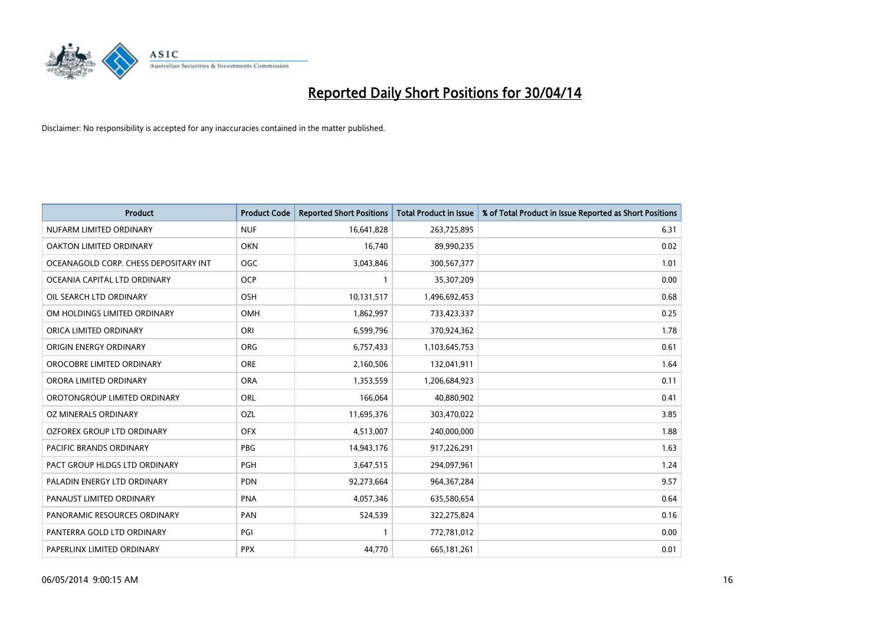# Reported Daily Short Positions for 30/04/14

Disclaimer: No responsibility is accepted for any inaccuracies contained in the matter published.

| Product | Product Code | Reported Short Positions | Total Product in Issue | % of Total Product in Issue Reported as Short Positions |
|---|---|---|---|---|
| NUFARM LIMITED ORDINARY | NUF | 16,641,828 | 263,725,895 | 6.31 |
| OAKTON LIMITED ORDINARY | OKN | 16,740 | 89,990,235 | 0.02 |
| OCEANAGOLD CORP. CHESS DEPOSITARY INT | OGC | 3,043,846 | 300,567,377 | 1.01 |
| OCEANIA CAPITAL LTD ORDINARY | OCP | 1 | 35,307,209 | 0.00 |
| OIL SEARCH LTD ORDINARY | OSH | 10,131,517 | 1,496,692,453 | 0.68 |
| OM HOLDINGS LIMITED ORDINARY | OMH | 1,862,997 | 733,423,337 | 0.25 |
| ORICA LIMITED ORDINARY | ORI | 6,599,796 | 370,924,362 | 1.78 |
| ORIGIN ENERGY ORDINARY | ORG | 6,757,433 | 1,103,645,753 | 0.61 |
| OROCOBRE LIMITED ORDINARY | ORE | 2,160,506 | 132,041,911 | 1.64 |
| ORORA LIMITED ORDINARY | ORA | 1,353,559 | 1,206,684,923 | 0.11 |
| OROTONGROUP LIMITED ORDINARY | ORL | 166,064 | 40,880,902 | 0.41 |
| OZ MINERALS ORDINARY | OZL | 11,695,376 | 303,470,022 | 3.85 |
| OZFOREX GROUP LTD ORDINARY | OFX | 4,513,007 | 240,000,000 | 1.88 |
| PACIFIC BRANDS ORDINARY | PBG | 14,943,176 | 917,226,291 | 1.63 |
| PACT GROUP HLDGS LTD ORDINARY | PGH | 3,647,515 | 294,097,961 | 1.24 |
| PALADIN ENERGY LTD ORDINARY | PDN | 92,273,664 | 964,367,284 | 9.57 |
| PANAUST LIMITED ORDINARY | PNA | 4,057,346 | 635,580,654 | 0.64 |
| PANORAMIC RESOURCES ORDINARY | PAN | 524,539 | 322,275,824 | 0.16 |
| PANTERRA GOLD LTD ORDINARY | PGI | 1 | 772,781,012 | 0.00 |
| PAPERLINX LIMITED ORDINARY | PPX | 44,770 | 665,181,261 | 0.01 |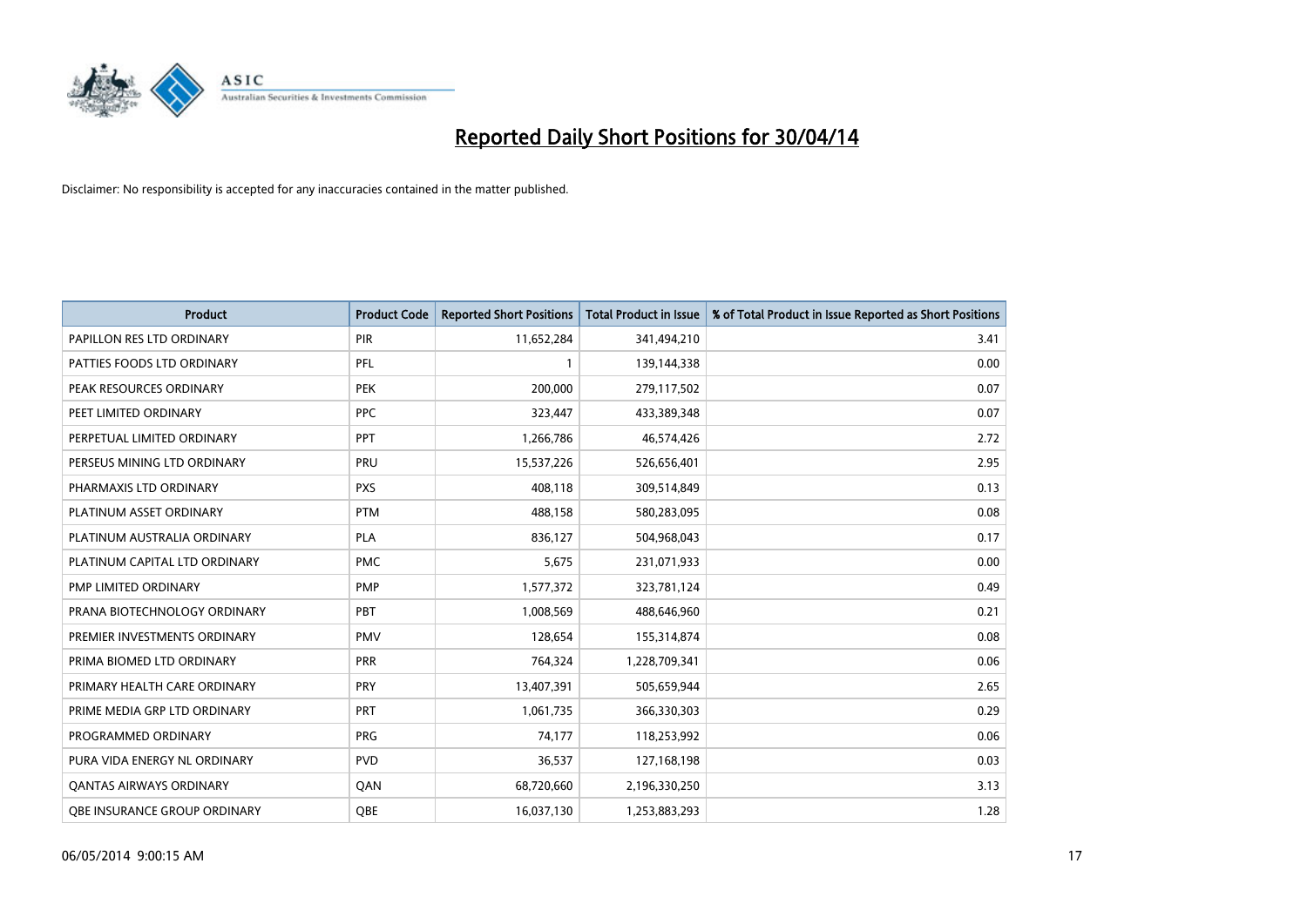# Reported Daily Short Positions for 30/04/14

Disclaimer: No responsibility is accepted for any inaccuracies contained in the matter published.

| Product | Product Code | Reported Short Positions | Total Product in Issue | % of Total Product in Issue Reported as Short Positions |
|---|---|---|---|---|
| PAPILLON RES LTD ORDINARY | PIR | 11,652,284 | 341,494,210 | 3.41 |
| PATTIES FOODS LTD ORDINARY | PFL | 1 | 139,144,338 | 0.00 |
| PEAK RESOURCES ORDINARY | PEK | 200,000 | 279,117,502 | 0.07 |
| PEET LIMITED ORDINARY | PPC | 323,447 | 433,389,348 | 0.07 |
| PERPETUAL LIMITED ORDINARY | PPT | 1,266,786 | 46,574,426 | 2.72 |
| PERSEUS MINING LTD ORDINARY | PRU | 15,537,226 | 526,656,401 | 2.95 |
| PHARMAXIS LTD ORDINARY | PXS | 408,118 | 309,514,849 | 0.13 |
| PLATINUM ASSET ORDINARY | PTM | 488,158 | 580,283,095 | 0.08 |
| PLATINUM AUSTRALIA ORDINARY | PLA | 836,127 | 504,968,043 | 0.17 |
| PLATINUM CAPITAL LTD ORDINARY | PMC | 5,675 | 231,071,933 | 0.00 |
| PMP LIMITED ORDINARY | PMP | 1,577,372 | 323,781,124 | 0.49 |
| PRANA BIOTECHNOLOGY ORDINARY | PBT | 1,008,569 | 488,646,960 | 0.21 |
| PREMIER INVESTMENTS ORDINARY | PMV | 128,654 | 155,314,874 | 0.08 |
| PRIMA BIOMED LTD ORDINARY | PRR | 764,324 | 1,228,709,341 | 0.06 |
| PRIMARY HEALTH CARE ORDINARY | PRY | 13,407,391 | 505,659,944 | 2.65 |
| PRIME MEDIA GRP LTD ORDINARY | PRT | 1,061,735 | 366,330,303 | 0.29 |
| PROGRAMMED ORDINARY | PRG | 74,177 | 118,253,992 | 0.06 |
| PURA VIDA ENERGY NL ORDINARY | PVD | 36,537 | 127,168,198 | 0.03 |
| QANTAS AIRWAYS ORDINARY | QAN | 68,720,660 | 2,196,330,250 | 3.13 |
| QBE INSURANCE GROUP ORDINARY | QBE | 16,037,130 | 1,253,883,293 | 1.28 |

06/05/2014 9:00:15 AM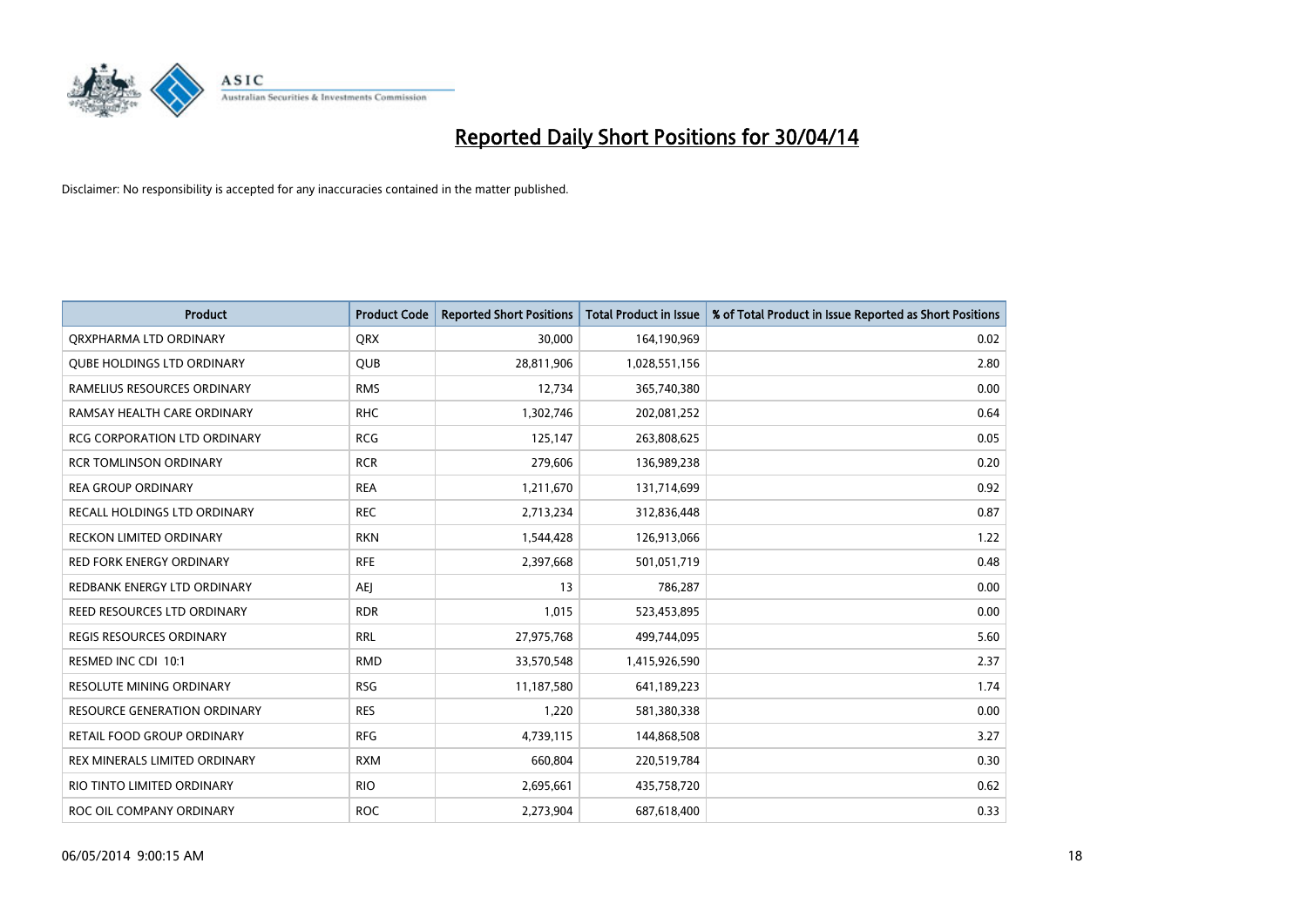# Reported Daily Short Positions for 30/04/14

Disclaimer: No responsibility is accepted for any inaccuracies contained in the matter published.

| Product | Product Code | Reported Short Positions | Total Product in Issue | % of Total Product in Issue Reported as Short Positions |
|---|---|---|---|---|
| QRXPHARMA LTD ORDINARY | QRX | 30,000 | 164,190,969 | 0.02 |
| QUBE HOLDINGS LTD ORDINARY | QUB | 28,811,906 | 1,028,551,156 | 2.80 |
| RAMELIUS RESOURCES ORDINARY | RMS | 12,734 | 365,740,380 | 0.00 |
| RAMSAY HEALTH CARE ORDINARY | RHC | 1,302,746 | 202,081,252 | 0.64 |
| RCG CORPORATION LTD ORDINARY | RCG | 125,147 | 263,808,625 | 0.05 |
| RCR TOMLINSON ORDINARY | RCR | 279,606 | 136,989,238 | 0.20 |
| REA GROUP ORDINARY | REA | 1,211,670 | 131,714,699 | 0.92 |
| RECALL HOLDINGS LTD ORDINARY | REC | 2,713,234 | 312,836,448 | 0.87 |
| RECKON LIMITED ORDINARY | RKN | 1,544,428 | 126,913,066 | 1.22 |
| RED FORK ENERGY ORDINARY | RFE | 2,397,668 | 501,051,719 | 0.48 |
| REDBANK ENERGY LTD ORDINARY | AEJ | 13 | 786,287 | 0.00 |
| REED RESOURCES LTD ORDINARY | RDR | 1,015 | 523,453,895 | 0.00 |
| REGIS RESOURCES ORDINARY | RRL | 27,975,768 | 499,744,095 | 5.60 |
| RESMED INC CDI 10:1 | RMD | 33,570,548 | 1,415,926,590 | 2.37 |
| RESOLUTE MINING ORDINARY | RSG | 11,187,580 | 641,189,223 | 1.74 |
| RESOURCE GENERATION ORDINARY | RES | 1,220 | 581,380,338 | 0.00 |
| RETAIL FOOD GROUP ORDINARY | RFG | 4,739,115 | 144,868,508 | 3.27 |
| REX MINERALS LIMITED ORDINARY | RXM | 660,804 | 220,519,784 | 0.30 |
| RIO TINTO LIMITED ORDINARY | RIO | 2,695,661 | 435,758,720 | 0.62 |
| ROC OIL COMPANY ORDINARY | ROC | 2,273,904 | 687,618,400 | 0.33 |

06/05/2014 9:00:15 AM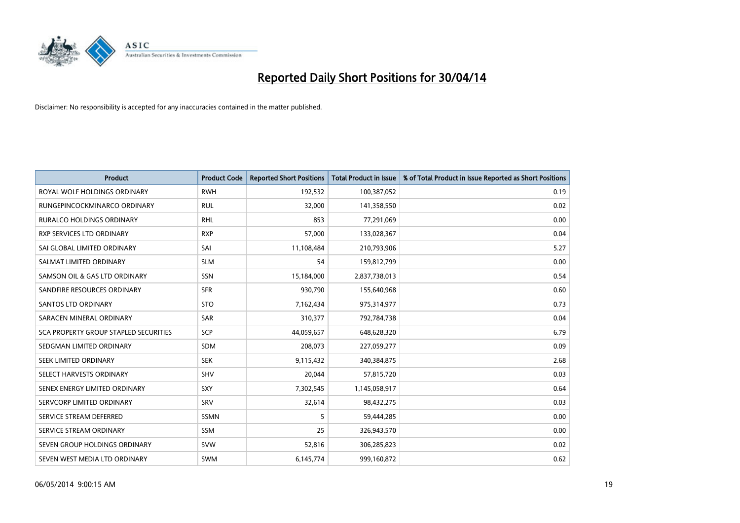# Reported Daily Short Positions for 30/04/14

Disclaimer: No responsibility is accepted for any inaccuracies contained in the matter published.

| Product | Product Code | Reported Short Positions | Total Product in Issue | % of Total Product in Issue Reported as Short Positions |
|---|---|---|---|---|
| ROYAL WOLF HOLDINGS ORDINARY | RWH | 192,532 | 100,387,052 | 0.19 |
| RUNGEPINCOCKMINARCO ORDINARY | RUL | 32,000 | 141,358,550 | 0.02 |
| RURALCO HOLDINGS ORDINARY | RHL | 853 | 77,291,069 | 0.00 |
| RXP SERVICES LTD ORDINARY | RXP | 57,000 | 133,028,367 | 0.04 |
| SAI GLOBAL LIMITED ORDINARY | SAI | 11,108,484 | 210,793,906 | 5.27 |
| SALMAT LIMITED ORDINARY | SLM | 54 | 159,812,799 | 0.00 |
| SAMSON OIL & GAS LTD ORDINARY | SSN | 15,184,000 | 2,837,738,013 | 0.54 |
| SANDFIRE RESOURCES ORDINARY | SFR | 930,790 | 155,640,968 | 0.60 |
| SANTOS LTD ORDINARY | STO | 7,162,434 | 975,314,977 | 0.73 |
| SARACEN MINERAL ORDINARY | SAR | 310,377 | 792,784,738 | 0.04 |
| SCA PROPERTY GROUP STAPLED SECURITIES | SCP | 44,059,657 | 648,628,320 | 6.79 |
| SEDGMAN LIMITED ORDINARY | SDM | 208,073 | 227,059,277 | 0.09 |
| SEEK LIMITED ORDINARY | SEK | 9,115,432 | 340,384,875 | 2.68 |
| SELECT HARVESTS ORDINARY | SHV | 20,044 | 57,815,720 | 0.03 |
| SENEX ENERGY LIMITED ORDINARY | SXY | 7,302,545 | 1,145,058,917 | 0.64 |
| SERVCORP LIMITED ORDINARY | SRV | 32,614 | 98,432,275 | 0.03 |
| SERVICE STREAM DEFERRED | SSMN | 5 | 59,444,285 | 0.00 |
| SERVICE STREAM ORDINARY | SSM | 25 | 326,943,570 | 0.00 |
| SEVEN GROUP HOLDINGS ORDINARY | SVW | 52,816 | 306,285,823 | 0.02 |
| SEVEN WEST MEDIA LTD ORDINARY | SWM | 6,145,774 | 999,160,872 | 0.62 |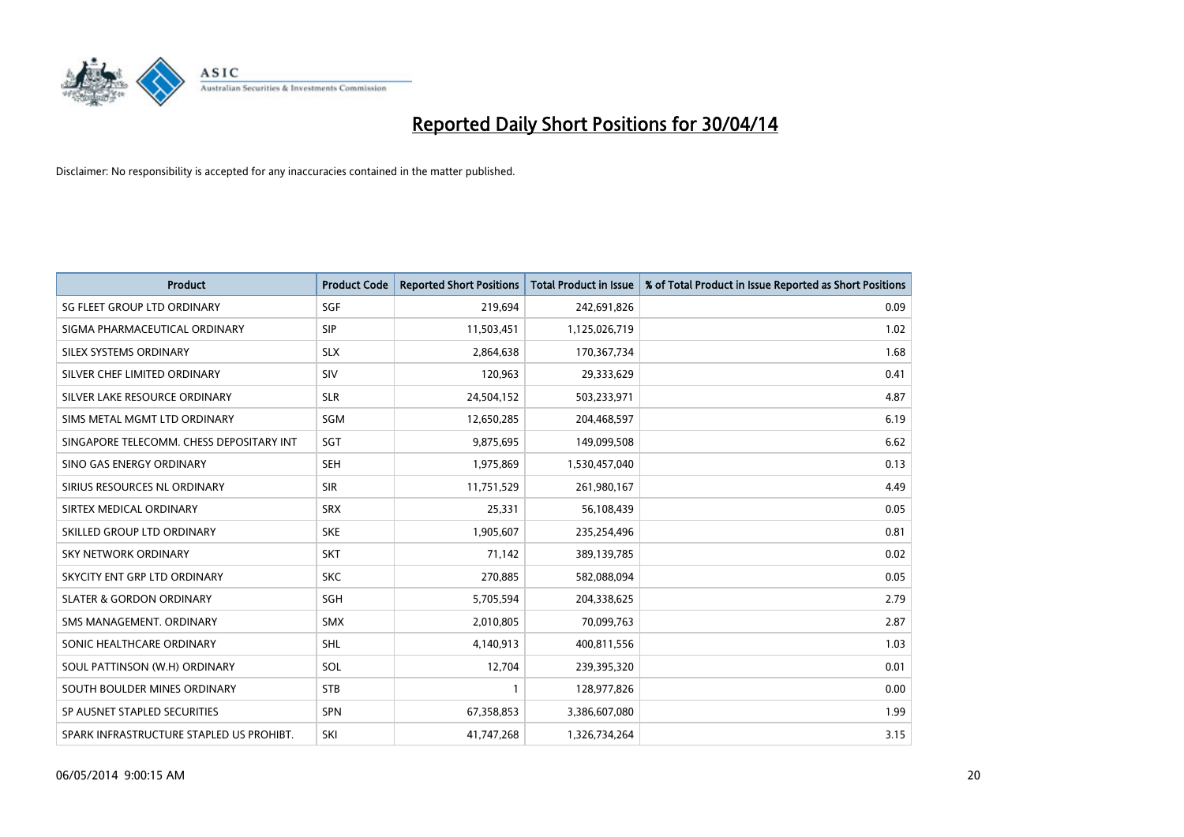# Reported Daily Short Positions for 30/04/14

Disclaimer: No responsibility is accepted for any inaccuracies contained in the matter published.

| Product | Product Code | Reported Short Positions | Total Product in Issue | % of Total Product in Issue Reported as Short Positions |
|---|---|---|---|---|
| SG FLEET GROUP LTD ORDINARY | SGF | 219,694 | 242,691,826 | 0.09 |
| SIGMA PHARMACEUTICAL ORDINARY | SIP | 11,503,451 | 1,125,026,719 | 1.02 |
| SILEX SYSTEMS ORDINARY | SLX | 2,864,638 | 170,367,734 | 1.68 |
| SILVER CHEF LIMITED ORDINARY | SIV | 120,963 | 29,333,629 | 0.41 |
| SILVER LAKE RESOURCE ORDINARY | SLR | 24,504,152 | 503,233,971 | 4.87 |
| SIMS METAL MGMT LTD ORDINARY | SGM | 12,650,285 | 204,468,597 | 6.19 |
| SINGAPORE TELECOMM. CHESS DEPOSITARY INT | SGT | 9,875,695 | 149,099,508 | 6.62 |
| SINO GAS ENERGY ORDINARY | SEH | 1,975,869 | 1,530,457,040 | 0.13 |
| SIRIUS RESOURCES NL ORDINARY | SIR | 11,751,529 | 261,980,167 | 4.49 |
| SIRTEX MEDICAL ORDINARY | SRX | 25,331 | 56,108,439 | 0.05 |
| SKILLED GROUP LTD ORDINARY | SKE | 1,905,607 | 235,254,496 | 0.81 |
| SKY NETWORK ORDINARY | SKT | 71,142 | 389,139,785 | 0.02 |
| SKYCITY ENT GRP LTD ORDINARY | SKC | 270,885 | 582,088,094 | 0.05 |
| SLATER & GORDON ORDINARY | SGH | 5,705,594 | 204,338,625 | 2.79 |
| SMS MANAGEMENT. ORDINARY | SMX | 2,010,805 | 70,099,763 | 2.87 |
| SONIC HEALTHCARE ORDINARY | SHL | 4,140,913 | 400,811,556 | 1.03 |
| SOUL PATTINSON (W.H) ORDINARY | SOL | 12,704 | 239,395,320 | 0.01 |
| SOUTH BOULDER MINES ORDINARY | STB | 1 | 128,977,826 | 0.00 |
| SP AUSNET STAPLED SECURITIES | SPN | 67,358,853 | 3,386,607,080 | 1.99 |
| SPARK INFRASTRUCTURE STAPLED US PROHIBT. | SKI | 41,747,268 | 1,326,734,264 | 3.15 |

06/05/2014 9:00:15 AM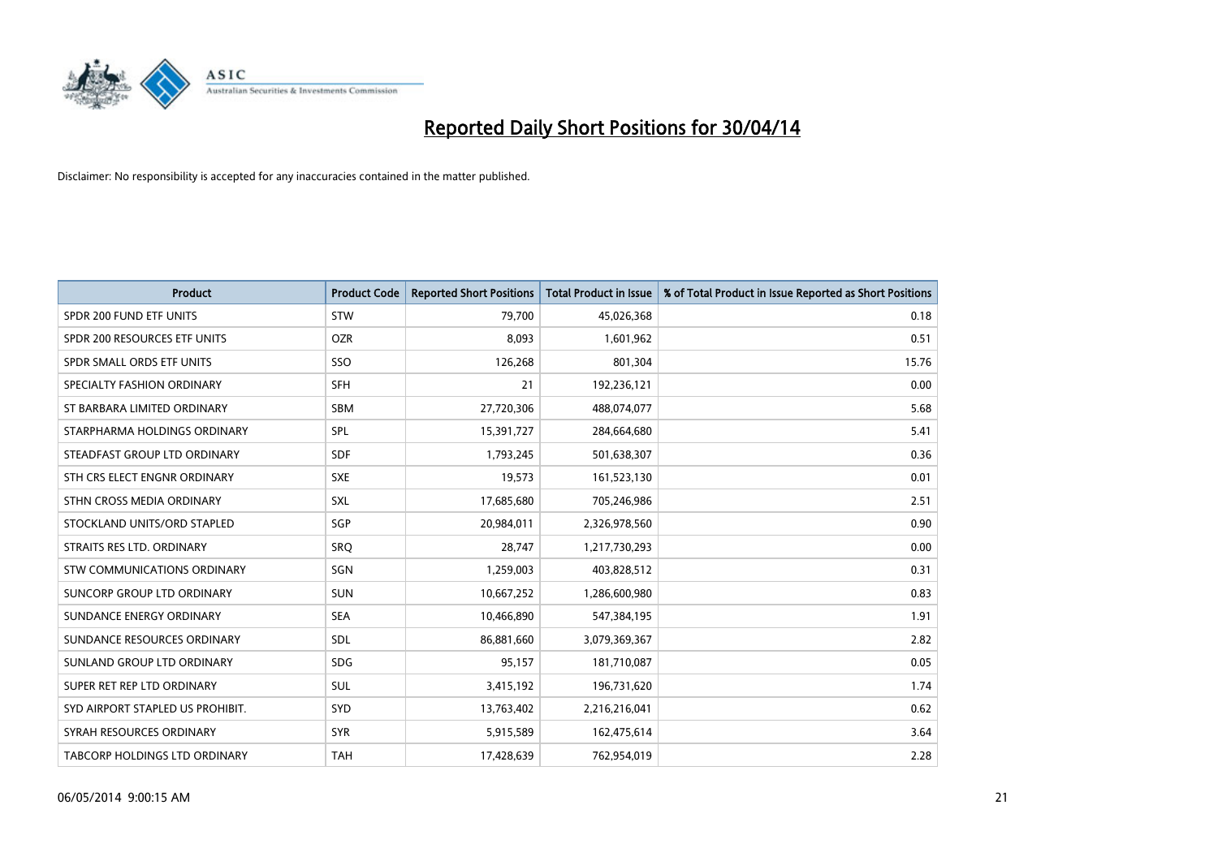# Reported Daily Short Positions for 30/04/14

Disclaimer: No responsibility is accepted for any inaccuracies contained in the matter published.

| Product | Product Code | Reported Short Positions | Total Product in Issue | % of Total Product in Issue Reported as Short Positions |
|---|---|---|---|---|
| SPDR 200 FUND ETF UNITS | STW | 79,700 | 45,026,368 | 0.18 |
| SPDR 200 RESOURCES ETF UNITS | OZR | 8,093 | 1,601,962 | 0.51 |
| SPDR SMALL ORDS ETF UNITS | SSO | 126,268 | 801,304 | 15.76 |
| SPECIALTY FASHION ORDINARY | SFH | 21 | 192,236,121 | 0.00 |
| ST BARBARA LIMITED ORDINARY | SBM | 27,720,306 | 488,074,077 | 5.68 |
| STARPHARMA HOLDINGS ORDINARY | SPL | 15,391,727 | 284,664,680 | 5.41 |
| STEADFAST GROUP LTD ORDINARY | SDF | 1,793,245 | 501,638,307 | 0.36 |
| STH CRS ELECT ENGNR ORDINARY | SXE | 19,573 | 161,523,130 | 0.01 |
| STHN CROSS MEDIA ORDINARY | SXL | 17,685,680 | 705,246,986 | 2.51 |
| STOCKLAND UNITS/ORD STAPLED | SGP | 20,984,011 | 2,326,978,560 | 0.90 |
| STRAITS RES LTD. ORDINARY | SRQ | 28,747 | 1,217,730,293 | 0.00 |
| STW COMMUNICATIONS ORDINARY | SGN | 1,259,003 | 403,828,512 | 0.31 |
| SUNCORP GROUP LTD ORDINARY | SUN | 10,667,252 | 1,286,600,980 | 0.83 |
| SUNDANCE ENERGY ORDINARY | SEA | 10,466,890 | 547,384,195 | 1.91 |
| SUNDANCE RESOURCES ORDINARY | SDL | 86,881,660 | 3,079,369,367 | 2.82 |
| SUNLAND GROUP LTD ORDINARY | SDG | 95,157 | 181,710,087 | 0.05 |
| SUPER RET REP LTD ORDINARY | SUL | 3,415,192 | 196,731,620 | 1.74 |
| SYD AIRPORT STAPLED US PROHIBIT. | SYD | 13,763,402 | 2,216,216,041 | 0.62 |
| SYRAH RESOURCES ORDINARY | SYR | 5,915,589 | 162,475,614 | 3.64 |
| TABCORP HOLDINGS LTD ORDINARY | TAH | 17,428,639 | 762,954,019 | 2.28 |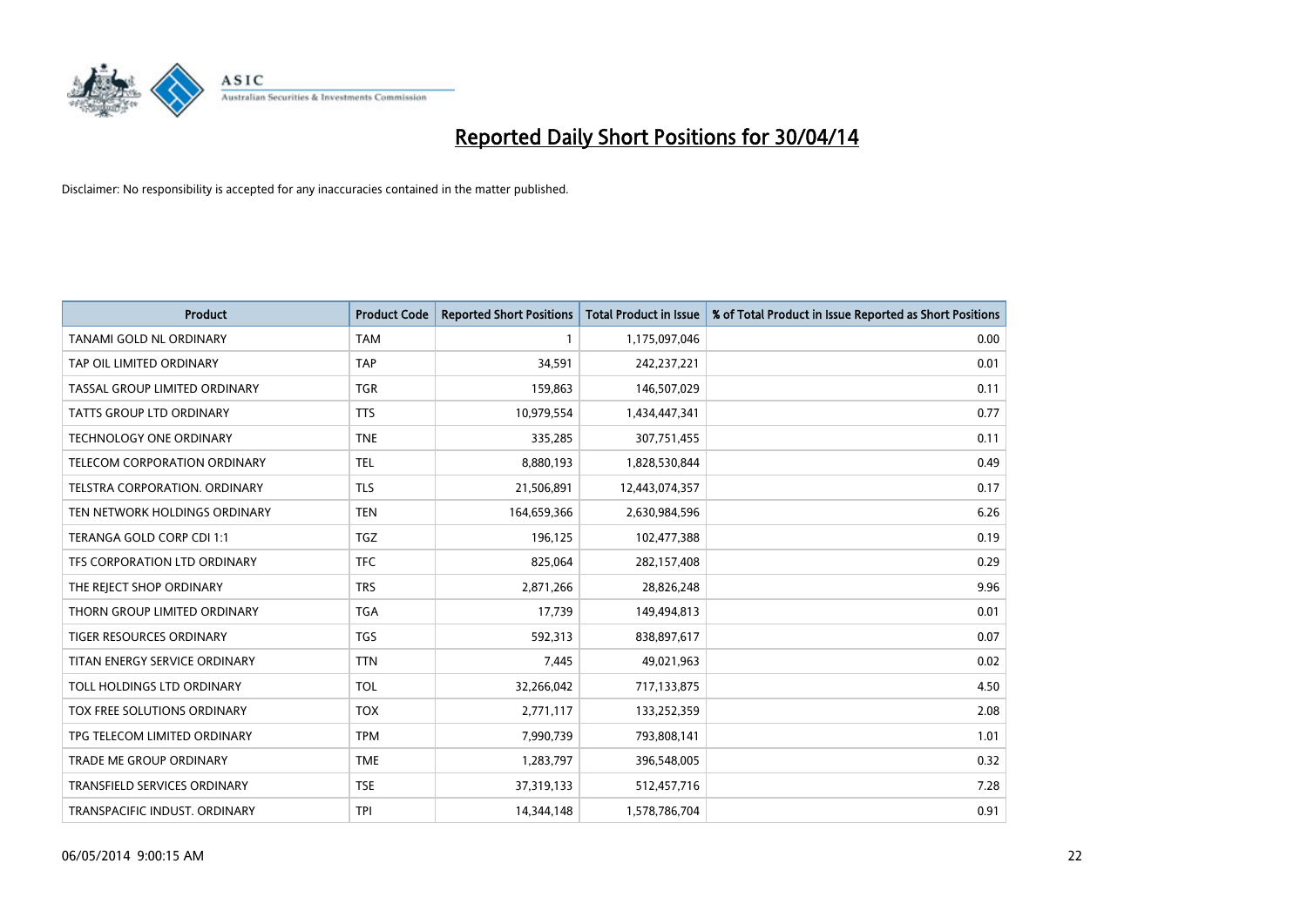# Reported Daily Short Positions for 30/04/14

Disclaimer: No responsibility is accepted for any inaccuracies contained in the matter published.

| Product | Product Code | Reported Short Positions | Total Product in Issue | % of Total Product in Issue Reported as Short Positions |
|---|---|---|---|---|
| TANAMI GOLD NL ORDINARY | TAM | 1 | 1,175,097,046 | 0.00 |
| TAP OIL LIMITED ORDINARY | TAP | 34,591 | 242,237,221 | 0.01 |
| TASSAL GROUP LIMITED ORDINARY | TGR | 159,863 | 146,507,029 | 0.11 |
| TATTS GROUP LTD ORDINARY | TTS | 10,979,554 | 1,434,447,341 | 0.77 |
| TECHNOLOGY ONE ORDINARY | TNE | 335,285 | 307,751,455 | 0.11 |
| TELECOM CORPORATION ORDINARY | TEL | 8,880,193 | 1,828,530,844 | 0.49 |
| TELSTRA CORPORATION. ORDINARY | TLS | 21,506,891 | 12,443,074,357 | 0.17 |
| TEN NETWORK HOLDINGS ORDINARY | TEN | 164,659,366 | 2,630,984,596 | 6.26 |
| TERANGA GOLD CORP CDI 1:1 | TGZ | 196,125 | 102,477,388 | 0.19 |
| TFS CORPORATION LTD ORDINARY | TFC | 825,064 | 282,157,408 | 0.29 |
| THE REJECT SHOP ORDINARY | TRS | 2,871,266 | 28,826,248 | 9.96 |
| THORN GROUP LIMITED ORDINARY | TGA | 17,739 | 149,494,813 | 0.01 |
| TIGER RESOURCES ORDINARY | TGS | 592,313 | 838,897,617 | 0.07 |
| TITAN ENERGY SERVICE ORDINARY | TTN | 7,445 | 49,021,963 | 0.02 |
| TOLL HOLDINGS LTD ORDINARY | TOL | 32,266,042 | 717,133,875 | 4.50 |
| TOX FREE SOLUTIONS ORDINARY | TOX | 2,771,117 | 133,252,359 | 2.08 |
| TPG TELECOM LIMITED ORDINARY | TPM | 7,990,739 | 793,808,141 | 1.01 |
| TRADE ME GROUP ORDINARY | TME | 1,283,797 | 396,548,005 | 0.32 |
| TRANSFIELD SERVICES ORDINARY | TSE | 37,319,133 | 512,457,716 | 7.28 |
| TRANSPACIFIC INDUST. ORDINARY | TPI | 14,344,148 | 1,578,786,704 | 0.91 |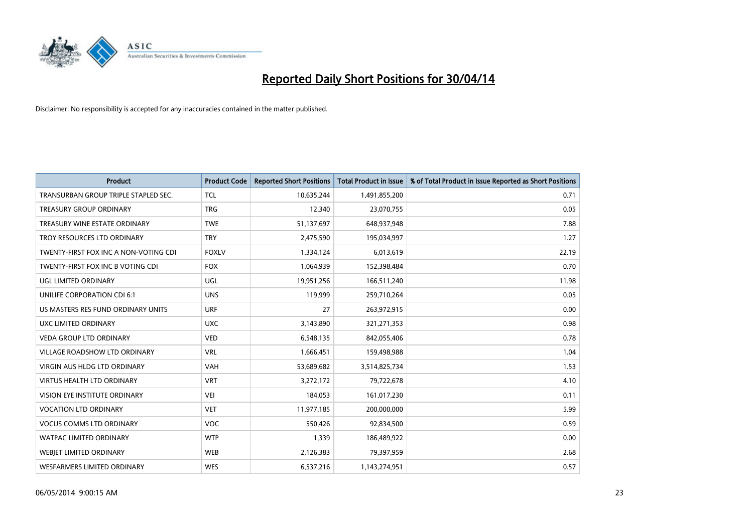# Reported Daily Short Positions for 30/04/14

Disclaimer: No responsibility is accepted for any inaccuracies contained in the matter published.

| Product | Product Code | Reported Short Positions | Total Product in Issue | % of Total Product in Issue Reported as Short Positions |
|---|---|---|---|---|
| TRANSURBAN GROUP TRIPLE STAPLED SEC. | TCL | 10,635,244 | 1,491,855,200 | 0.71 |
| TREASURY GROUP ORDINARY | TRG | 12,340 | 23,070,755 | 0.05 |
| TREASURY WINE ESTATE ORDINARY | TWE | 51,137,697 | 648,937,948 | 7.88 |
| TROY RESOURCES LTD ORDINARY | TRY | 2,475,590 | 195,034,997 | 1.27 |
| TWENTY-FIRST FOX INC A NON-VOTING CDI | FOXLV | 1,334,124 | 6,013,619 | 22.19 |
| TWENTY-FIRST FOX INC B VOTING CDI | FOX | 1,064,939 | 152,398,484 | 0.70 |
| UGL LIMITED ORDINARY | UGL | 19,951,256 | 166,511,240 | 11.98 |
| UNILIFE CORPORATION CDI 6:1 | UNS | 119,999 | 259,710,264 | 0.05 |
| US MASTERS RES FUND ORDINARY UNITS | URF | 27 | 263,972,915 | 0.00 |
| UXC LIMITED ORDINARY | UXC | 3,143,890 | 321,271,353 | 0.98 |
| VEDA GROUP LTD ORDINARY | VED | 6,548,135 | 842,055,406 | 0.78 |
| VILLAGE ROADSHOW LTD ORDINARY | VRL | 1,666,451 | 159,498,988 | 1.04 |
| VIRGIN AUS HLDG LTD ORDINARY | VAH | 53,689,682 | 3,514,825,734 | 1.53 |
| VIRTUS HEALTH LTD ORDINARY | VRT | 3,272,172 | 79,722,678 | 4.10 |
| VISION EYE INSTITUTE ORDINARY | VEI | 184,053 | 161,017,230 | 0.11 |
| VOCATION LTD ORDINARY | VET | 11,977,185 | 200,000,000 | 5.99 |
| VOCUS COMMS LTD ORDINARY | VOC | 550,426 | 92,834,500 | 0.59 |
| WATPAC LIMITED ORDINARY | WTP | 1,339 | 186,489,922 | 0.00 |
| WEBJET LIMITED ORDINARY | WEB | 2,126,383 | 79,397,959 | 2.68 |
| WESFARMERS LIMITED ORDINARY | WES | 6,537,216 | 1,143,274,951 | 0.57 |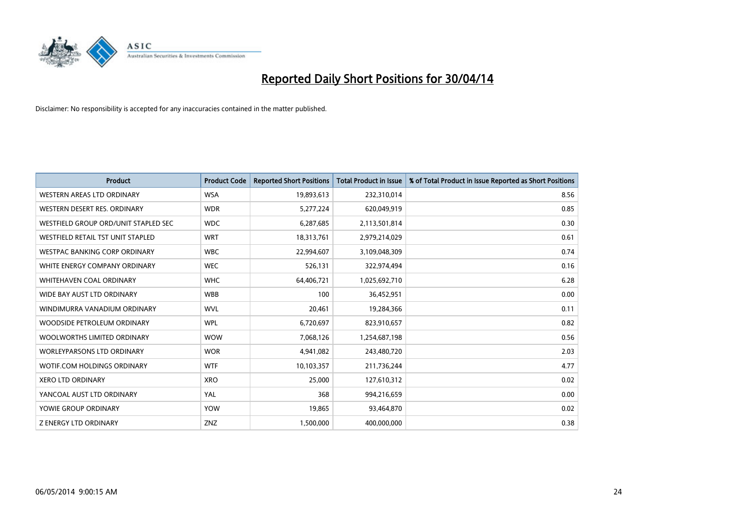# Reported Daily Short Positions for 30/04/14

Disclaimer: No responsibility is accepted for any inaccuracies contained in the matter published.

| Product | Product Code | Reported Short Positions | Total Product in Issue | % of Total Product in Issue Reported as Short Positions |
|---|---|---|---|---|
| WESTERN AREAS LTD ORDINARY | WSA | 19,893,613 | 232,310,014 | 8.56 |
| WESTERN DESERT RES. ORDINARY | WDR | 5,277,224 | 620,049,919 | 0.85 |
| WESTFIELD GROUP ORD/UNIT STAPLED SEC | WDC | 6,287,685 | 2,113,501,814 | 0.30 |
| WESTFIELD RETAIL TST UNIT STAPLED | WRT | 18,313,761 | 2,979,214,029 | 0.61 |
| WESTPAC BANKING CORP ORDINARY | WBC | 22,994,607 | 3,109,048,309 | 0.74 |
| WHITE ENERGY COMPANY ORDINARY | WEC | 526,131 | 322,974,494 | 0.16 |
| WHITEHAVEN COAL ORDINARY | WHC | 64,406,721 | 1,025,692,710 | 6.28 |
| WIDE BAY AUST LTD ORDINARY | WBB | 100 | 36,452,951 | 0.00 |
| WINDIMURRA VANADIUM ORDINARY | WVL | 20,461 | 19,284,366 | 0.11 |
| WOODSIDE PETROLEUM ORDINARY | WPL | 6,720,697 | 823,910,657 | 0.82 |
| WOOLWORTHS LIMITED ORDINARY | WOW | 7,068,126 | 1,254,687,198 | 0.56 |
| WORLEYPARSONS LTD ORDINARY | WOR | 4,941,082 | 243,480,720 | 2.03 |
| WOTIF.COM HOLDINGS ORDINARY | WTF | 10,103,357 | 211,736,244 | 4.77 |
| XERO LTD ORDINARY | XRO | 25,000 | 127,610,312 | 0.02 |
| YANCOAL AUST LTD ORDINARY | YAL | 368 | 994,216,659 | 0.00 |
| YOWIE GROUP ORDINARY | YOW | 19,865 | 93,464,870 | 0.02 |
| Z ENERGY LTD ORDINARY | ZNZ | 1,500,000 | 400,000,000 | 0.38 |

06/05/2014 9:00:15 AM